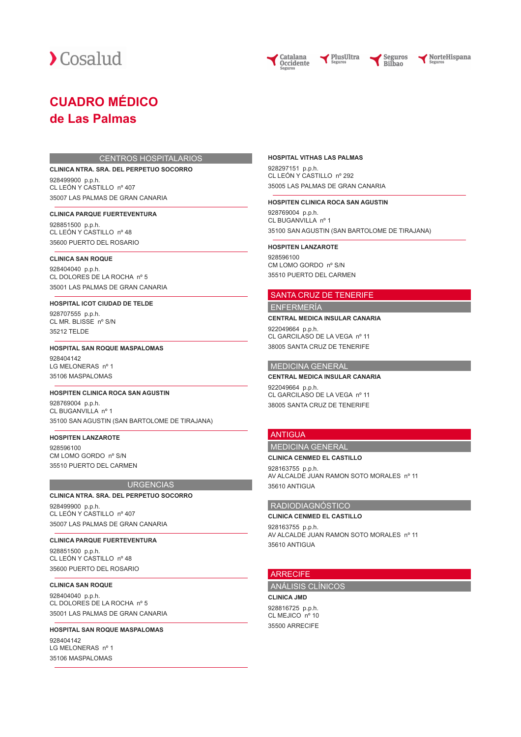Cosalud

Catalana Occidente Seguros · PlusUltra Seguros · Seguros Bilbao · NorteHispana Seguros

# CUADRO MÉDICO
# de Las Palmas

## CENTROS HOSPITALARIOS

**CLINICA NTRA. SRA. DEL PERPETUO SOCORRO**

928499900 p.p.h.
CL LEÓN Y CASTILLO nº 407
35007 LAS PALMAS DE GRAN CANARIA

**CLINICA PARQUE FUERTEVENTURA**

928851500 p.p.h.
CL LEÓN Y CASTILLO nº 48
35600 PUERTO DEL ROSARIO

**CLINICA SAN ROQUE**

928404040 p.p.h.
CL DOLORES DE LA ROCHA nº 5
35001 LAS PALMAS DE GRAN CANARIA

**HOSPITAL ICOT CIUDAD DE TELDE**

928707555 p.p.h.
CL MR. BLISSE nº S/N
35212 TELDE

**HOSPITAL SAN ROQUE MASPALOMAS**

928404142
LG MELONERAS nº 1
35106 MASPALOMAS

**HOSPITEN CLINICA ROCA SAN AGUSTIN**

928769004 p.p.h.
CL BUGANVILLA nº 1
35100 SAN AGUSTIN (SAN BARTOLOME DE TIRAJANA)

**HOSPITEN LANZAROTE**

928596100
CM LOMO GORDO nº S/N
35510 PUERTO DEL CARMEN

## URGENCIAS

**CLINICA NTRA. SRA. DEL PERPETUO SOCORRO**

928499900 p.p.h.
CL LEÓN Y CASTILLO nº 407
35007 LAS PALMAS DE GRAN CANARIA

**CLINICA PARQUE FUERTEVENTURA**

928851500 p.p.h.
CL LEÓN Y CASTILLO nº 48
35600 PUERTO DEL ROSARIO

**CLINICA SAN ROQUE**

928404040 p.p.h.
CL DOLORES DE LA ROCHA nº 5
35001 LAS PALMAS DE GRAN CANARIA

**HOSPITAL SAN ROQUE MASPALOMAS**

928404142
LG MELONERAS nº 1
35106 MASPALOMAS

**HOSPITAL VITHAS LAS PALMAS**

928297151 p.p.h.
CL LEÓN Y CASTILLO nº 292
35005 LAS PALMAS DE GRAN CANARIA

**HOSPITEN CLINICA ROCA SAN AGUSTIN**

928769004 p.p.h.
CL BUGANVILLA nº 1
35100 SAN AGUSTIN (SAN BARTOLOME DE TIRAJANA)

**HOSPITEN LANZAROTE**

928596100
CM LOMO GORDO nº S/N
35510 PUERTO DEL CARMEN

## SANTA CRUZ DE TENERIFE

### ENFERMERÍA

**CENTRAL MEDICA INSULAR CANARIA**

922049664 p.p.h.
CL GARCILASO DE LA VEGA nº 11
38005 SANTA CRUZ DE TENERIFE

### MEDICINA GENERAL

**CENTRAL MEDICA INSULAR CANARIA**

922049664 p.p.h.
CL GARCILASO DE LA VEGA nº 11
38005 SANTA CRUZ DE TENERIFE

## ANTIGUA

### MEDICINA GENERAL

**CLINICA CENMED EL CASTILLO**

928163755 p.p.h.
AV ALCALDE JUAN RAMON SOTO MORALES nº 11
35610 ANTIGUA

### RADIODIAGNÓSTICO

**CLINICA CENMED EL CASTILLO**

928163755 p.p.h.
AV ALCALDE JUAN RAMON SOTO MORALES nº 11
35610 ANTIGUA

## ARRECIFE

### ANÁLISIS CLÍNICOS

**CLINICA JMD**

928816725 p.p.h.
CL MEJICO nº 10
35500 ARRECIFE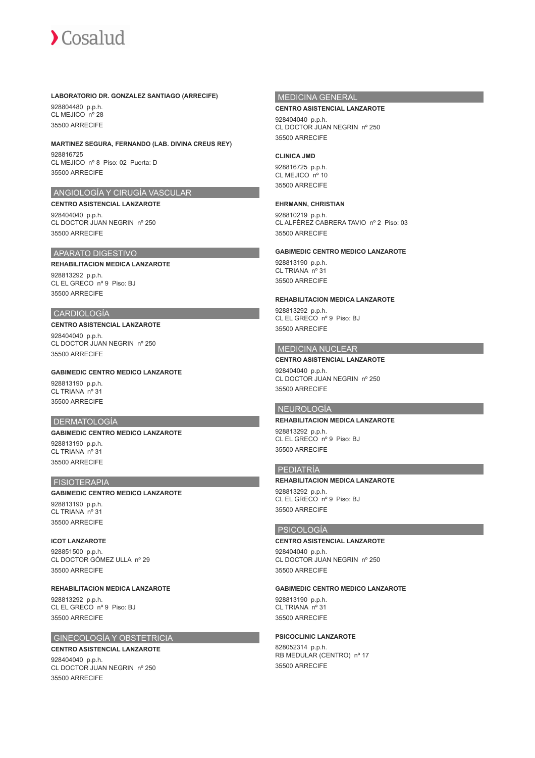**LABORATORIO DR. GONZALEZ SANTIAGO (ARRECIFE)**

928804480 p.p.h.
CL MEJICO nº 28
35500 ARRECIFE

**MARTINEZ SEGURA, FERNANDO (LAB. DIVINA CREUS REY)**

928816725
CL MEJICO nº 8 Piso: 02 Puerta: D
35500 ARRECIFE

## ANGIOLOGÍA Y CIRUGÍA VASCULAR

**CENTRO ASISTENCIAL LANZAROTE**

928404040 p.p.h.
CL DOCTOR JUAN NEGRIN nº 250
35500 ARRECIFE

## APARATO DIGESTIVO

**REHABILITACION MEDICA LANZAROTE**

928813292 p.p.h.
CL EL GRECO nº 9 Piso: BJ
35500 ARRECIFE

## CARDIOLOGÍA

**CENTRO ASISTENCIAL LANZAROTE**

928404040 p.p.h.
CL DOCTOR JUAN NEGRIN nº 250
35500 ARRECIFE

**GABIMEDIC CENTRO MEDICO LANZAROTE**

928813190 p.p.h.
CL TRIANA nº 31
35500 ARRECIFE

## DERMATOLOGÍA

**GABIMEDIC CENTRO MEDICO LANZAROTE**

928813190 p.p.h.
CL TRIANA nº 31
35500 ARRECIFE

## FISIOTERAPIA

**GABIMEDIC CENTRO MEDICO LANZAROTE**

928813190 p.p.h.
CL TRIANA nº 31
35500 ARRECIFE

**ICOT LANZAROTE**

928851500 p.p.h.
CL DOCTOR GÓMEZ ULLA nº 29
35500 ARRECIFE

**REHABILITACION MEDICA LANZAROTE**

928813292 p.p.h.
CL EL GRECO nº 9 Piso: BJ
35500 ARRECIFE

## GINECOLOGÍA Y OBSTETRICIA

**CENTRO ASISTENCIAL LANZAROTE**

928404040 p.p.h.
CL DOCTOR JUAN NEGRIN nº 250
35500 ARRECIFE

## MEDICINA GENERAL

**CENTRO ASISTENCIAL LANZAROTE**

928404040 p.p.h.
CL DOCTOR JUAN NEGRIN nº 250
35500 ARRECIFE

**CLINICA JMD**

928816725 p.p.h.
CL MEJICO nº 10
35500 ARRECIFE

**EHRMANN, CHRISTIAN**

928810219 p.p.h.
CL ALFÉREZ CABRERA TAVIO nº 2 Piso: 03
35500 ARRECIFE

**GABIMEDIC CENTRO MEDICO LANZAROTE**

928813190 p.p.h.
CL TRIANA nº 31
35500 ARRECIFE

**REHABILITACION MEDICA LANZAROTE**

928813292 p.p.h.
CL EL GRECO nº 9 Piso: BJ
35500 ARRECIFE

## MEDICINA NUCLEAR

**CENTRO ASISTENCIAL LANZAROTE**

928404040 p.p.h.
CL DOCTOR JUAN NEGRIN nº 250
35500 ARRECIFE

## NEUROLOGÍA

**REHABILITACION MEDICA LANZAROTE**

928813292 p.p.h.
CL EL GRECO nº 9 Piso: BJ
35500 ARRECIFE

## PEDIATRÍA

**REHABILITACION MEDICA LANZAROTE**

928813292 p.p.h.
CL EL GRECO nº 9 Piso: BJ
35500 ARRECIFE

## PSICOLOGÍA

**CENTRO ASISTENCIAL LANZAROTE**

928404040 p.p.h.
CL DOCTOR JUAN NEGRIN nº 250
35500 ARRECIFE

**GABIMEDIC CENTRO MEDICO LANZAROTE**

928813190 p.p.h.
CL TRIANA nº 31
35500 ARRECIFE

**PSICOCLINIC LANZAROTE**

828052314 p.p.h.
RB MEDULAR (CENTRO) nº 17
35500 ARRECIFE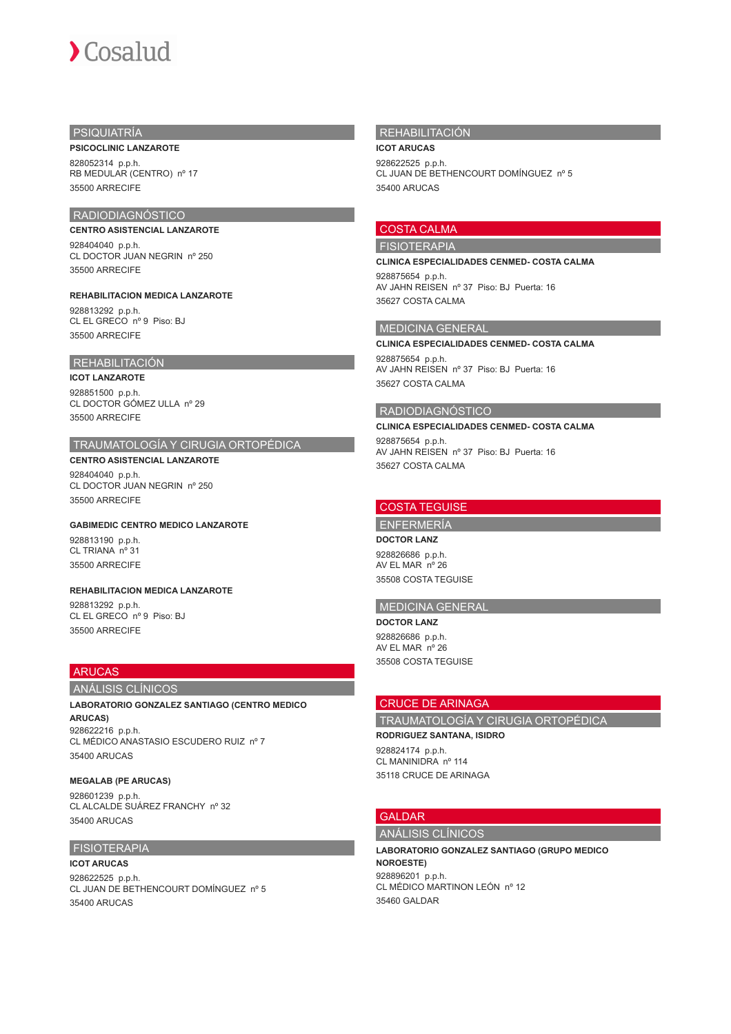## PSIQUIATRÍA

**PSICOCLINIC LANZAROTE**

828052314 p.p.h.
RB MEDULAR (CENTRO) nº 17
35500 ARRECIFE

## RADIODIAGNÓSTICO

**CENTRO ASISTENCIAL LANZAROTE**

928404040 p.p.h.
CL DOCTOR JUAN NEGRIN nº 250
35500 ARRECIFE

**REHABILITACION MEDICA LANZAROTE**

928813292 p.p.h.
CL EL GRECO nº 9 Piso: BJ
35500 ARRECIFE

## REHABILITACIÓN

**ICOT LANZAROTE**

928851500 p.p.h.
CL DOCTOR GÓMEZ ULLA nº 29
35500 ARRECIFE

## TRAUMATOLOGÍA Y CIRUGIA ORTOPÉDICA

**CENTRO ASISTENCIAL LANZAROTE**

928404040 p.p.h.
CL DOCTOR JUAN NEGRIN nº 250
35500 ARRECIFE

**GABIMEDIC CENTRO MEDICO LANZAROTE**

928813190 p.p.h.
CL TRIANA nº 31
35500 ARRECIFE

**REHABILITACION MEDICA LANZAROTE**

928813292 p.p.h.
CL EL GRECO nº 9 Piso: BJ
35500 ARRECIFE

# ARUCAS

## ANÁLISIS CLÍNICOS

**LABORATORIO GONZALEZ SANTIAGO (CENTRO MEDICO ARUCAS)**

928622216 p.p.h.
CL MÉDICO ANASTASIO ESCUDERO RUIZ nº 7
35400 ARUCAS

**MEGALAB (PE ARUCAS)**

928601239 p.p.h.
CL ALCALDE SUÁREZ FRANCHY nº 32
35400 ARUCAS

## FISIOTERAPIA

**ICOT ARUCAS**

928622525 p.p.h.
CL JUAN DE BETHENCOURT DOMÍNGUEZ nº 5
35400 ARUCAS

## REHABILITACIÓN

**ICOT ARUCAS**

928622525 p.p.h.
CL JUAN DE BETHENCOURT DOMÍNGUEZ nº 5
35400 ARUCAS

# COSTA CALMA

## FISIOTERAPIA

**CLINICA ESPECIALIDADES CENMED- COSTA CALMA**

928875654 p.p.h.
AV JAHN REISEN nº 37 Piso: BJ Puerta: 16
35627 COSTA CALMA

## MEDICINA GENERAL

**CLINICA ESPECIALIDADES CENMED- COSTA CALMA**

928875654 p.p.h.
AV JAHN REISEN nº 37 Piso: BJ Puerta: 16
35627 COSTA CALMA

## RADIODIAGNÓSTICO

**CLINICA ESPECIALIDADES CENMED- COSTA CALMA**

928875654 p.p.h.
AV JAHN REISEN nº 37 Piso: BJ Puerta: 16
35627 COSTA CALMA

# COSTA TEGUISE

## ENFERMERÍA

**DOCTOR LANZ**

928826686 p.p.h.
AV EL MAR nº 26
35508 COSTA TEGUISE

## MEDICINA GENERAL

**DOCTOR LANZ**

928826686 p.p.h.
AV EL MAR nº 26
35508 COSTA TEGUISE

# CRUCE DE ARINAGA

## TRAUMATOLOGÍA Y CIRUGIA ORTOPÉDICA

**RODRIGUEZ SANTANA, ISIDRO**

928824174 p.p.h.
CL MANINIDRA nº 114
35118 CRUCE DE ARINAGA

# GALDAR

## ANÁLISIS CLÍNICOS

**LABORATORIO GONZALEZ SANTIAGO (GRUPO MEDICO NOROESTE)**

928896201 p.p.h.
CL MÉDICO MARTINON LEÓN nº 12
35460 GALDAR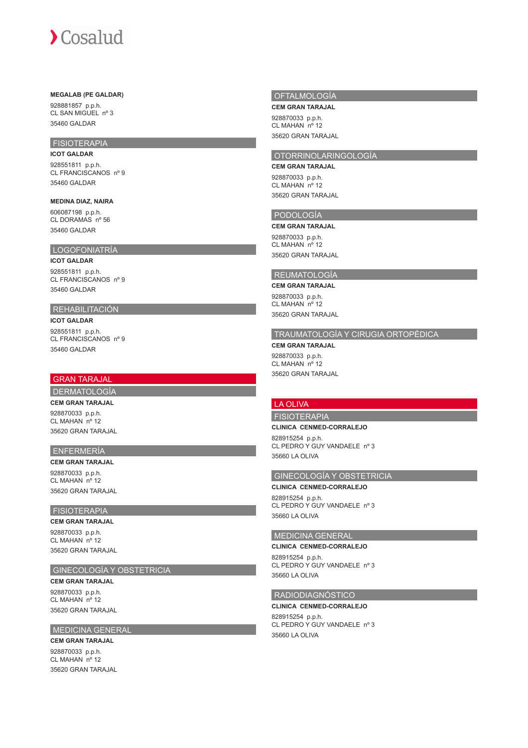**MEGALAB (PE GALDAR)**

928881857 p.p.h.
CL SAN MIGUEL nº 3

35460 GALDAR

## FISIOTERAPIA

**ICOT GALDAR**

928551811 p.p.h.
CL FRANCISCANOS nº 9

35460 GALDAR

**MEDINA DIAZ, NAIRA**

606087198 p.p.h.
CL DORAMAS nº 56

35460 GALDAR

## LOGOFONIATRÍA

**ICOT GALDAR**

928551811 p.p.h.
CL FRANCISCANOS nº 9

35460 GALDAR

## REHABILITACIÓN

**ICOT GALDAR**

928551811 p.p.h.
CL FRANCISCANOS nº 9

35460 GALDAR

# GRAN TARAJAL

## DERMATOLOGÍA

**CEM GRAN TARAJAL**

928870033 p.p.h.
CL MAHAN nº 12

35620 GRAN TARAJAL

## ENFERMERÍA

**CEM GRAN TARAJAL**

928870033 p.p.h.
CL MAHAN nº 12

35620 GRAN TARAJAL

## FISIOTERAPIA

**CEM GRAN TARAJAL**

928870033 p.p.h.
CL MAHAN nº 12

35620 GRAN TARAJAL

## GINECOLOGÍA Y OBSTETRICIA

**CEM GRAN TARAJAL**

928870033 p.p.h.
CL MAHAN nº 12

35620 GRAN TARAJAL

## MEDICINA GENERAL

**CEM GRAN TARAJAL**

928870033 p.p.h.
CL MAHAN nº 12

35620 GRAN TARAJAL

## OFTALMOLOGÍA

**CEM GRAN TARAJAL**

928870033 p.p.h.
CL MAHAN nº 12

35620 GRAN TARAJAL

## OTORRINOLARINGOLOGÍA

**CEM GRAN TARAJAL**

928870033 p.p.h.
CL MAHAN nº 12

35620 GRAN TARAJAL

## PODOLOGÍA

**CEM GRAN TARAJAL**

928870033 p.p.h.
CL MAHAN nº 12

35620 GRAN TARAJAL

## REUMATOLOGÍA

**CEM GRAN TARAJAL**

928870033 p.p.h.
CL MAHAN nº 12

35620 GRAN TARAJAL

## TRAUMATOLOGÍA Y CIRUGIA ORTOPÉDICA

**CEM GRAN TARAJAL**

928870033 p.p.h.
CL MAHAN nº 12

35620 GRAN TARAJAL

# LA OLIVA

## FISIOTERAPIA

**CLINICA CENMED-CORRALEJO**

828915254 p.p.h.
CL PEDRO Y GUY VANDAELE nº 3

35660 LA OLIVA

## GINECOLOGÍA Y OBSTETRICIA

**CLINICA CENMED-CORRALEJO**

828915254 p.p.h.
CL PEDRO Y GUY VANDAELE nº 3

35660 LA OLIVA

## MEDICINA GENERAL

**CLINICA CENMED-CORRALEJO**

828915254 p.p.h.
CL PEDRO Y GUY VANDAELE nº 3

35660 LA OLIVA

## RADIODIAGNÓSTICO

**CLINICA CENMED-CORRALEJO**

828915254 p.p.h.
CL PEDRO Y GUY VANDAELE nº 3

35660 LA OLIVA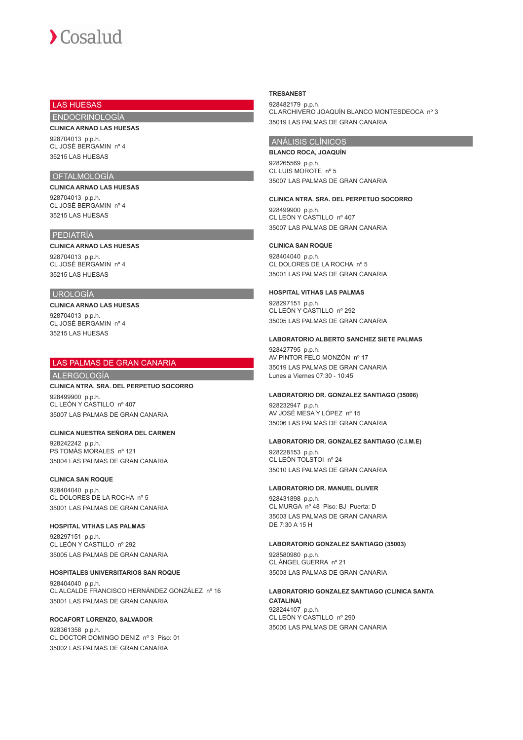# LAS HUESAS

## ENDOCRINOLOGÍA

**CLINICA ARNAO LAS HUESAS**

928704013 p.p.h.
CL JOSÉ BERGAMIN nº 4
35215 LAS HUESAS

## OFTALMOLOGÍA

**CLINICA ARNAO LAS HUESAS**

928704013 p.p.h.
CL JOSÉ BERGAMIN nº 4
35215 LAS HUESAS

## PEDIATRÍA

**CLINICA ARNAO LAS HUESAS**

928704013 p.p.h.
CL JOSÉ BERGAMIN nº 4
35215 LAS HUESAS

## UROLOGÍA

**CLINICA ARNAO LAS HUESAS**

928704013 p.p.h.
CL JOSÉ BERGAMIN nº 4
35215 LAS HUESAS

# LAS PALMAS DE GRAN CANARIA

## ALERGOLOGÍA

**CLINICA NTRA. SRA. DEL PERPETUO SOCORRO**

928499900 p.p.h.
CL LEÓN Y CASTILLO nº 407
35007 LAS PALMAS DE GRAN CANARIA

**CLINICA NUESTRA SEÑORA DEL CARMEN**

928242242 p.p.h.
PS TOMÁS MORALES nº 121
35004 LAS PALMAS DE GRAN CANARIA

**CLINICA SAN ROQUE**

928404040 p.p.h.
CL DOLORES DE LA ROCHA nº 5
35001 LAS PALMAS DE GRAN CANARIA

**HOSPITAL VITHAS LAS PALMAS**

928297151 p.p.h.
CL LEÓN Y CASTILLO nº 292
35005 LAS PALMAS DE GRAN CANARIA

**HOSPITALES UNIVERSITARIOS SAN ROQUE**

928404040 p.p.h.
CL ALCALDE FRANCISCO HERNÁNDEZ GONZÁLEZ nº 16
35001 LAS PALMAS DE GRAN CANARIA

**ROCAFORT LORENZO, SALVADOR**

928361358 p.p.h.
CL DOCTOR DOMINGO DENIZ nº 3 Piso: 01
35002 LAS PALMAS DE GRAN CANARIA

**TRESANEST**

928482179 p.p.h.
CL ARCHIVERO JOAQUÍN BLANCO MONTESDEOCA nº 3
35019 LAS PALMAS DE GRAN CANARIA

## ANÁLISIS CLÍNICOS

**BLANCO ROCA, JOAQUÍN**

928265569 p.p.h.
CL LUIS MOROTE nº 5
35007 LAS PALMAS DE GRAN CANARIA

**CLINICA NTRA. SRA. DEL PERPETUO SOCORRO**

928499900 p.p.h.
CL LEÓN Y CASTILLO nº 407
35007 LAS PALMAS DE GRAN CANARIA

**CLINICA SAN ROQUE**

928404040 p.p.h.
CL DOLORES DE LA ROCHA nº 5
35001 LAS PALMAS DE GRAN CANARIA

**HOSPITAL VITHAS LAS PALMAS**

928297151 p.p.h.
CL LEÓN Y CASTILLO nº 292
35005 LAS PALMAS DE GRAN CANARIA

**LABORATORIO ALBERTO SANCHEZ SIETE PALMAS**

928427795 p.p.h.
AV PINTOR FELO MONZÓN nº 17
35019 LAS PALMAS DE GRAN CANARIA
Lunes a Viernes 07:30 - 10:45

**LABORATORIO DR. GONZALEZ SANTIAGO (35006)**

928232947 p.p.h.
AV JOSÉ MESA Y LÓPEZ nº 15
35006 LAS PALMAS DE GRAN CANARIA

**LABORATORIO DR. GONZALEZ SANTIAGO (C.I.M.E)**

928228153 p.p.h.
CL LEÓN TOLSTOI nº 24
35010 LAS PALMAS DE GRAN CANARIA

**LABORATORIO DR. MANUEL OLIVER**

928431898 p.p.h.
CL MURGA nº 48 Piso: BJ Puerta: D
35003 LAS PALMAS DE GRAN CANARIA
DE 7:30 A 15 H

**LABORATORIO GONZALEZ SANTIAGO (35003)**

928580980 p.p.h.
CL ÁNGEL GUERRA nº 21
35003 LAS PALMAS DE GRAN CANARIA

**LABORATORIO GONZALEZ SANTIAGO (CLINICA SANTA CATALINA)**

928244107 p.p.h.
CL LEÓN Y CASTILLO nº 290
35005 LAS PALMAS DE GRAN CANARIA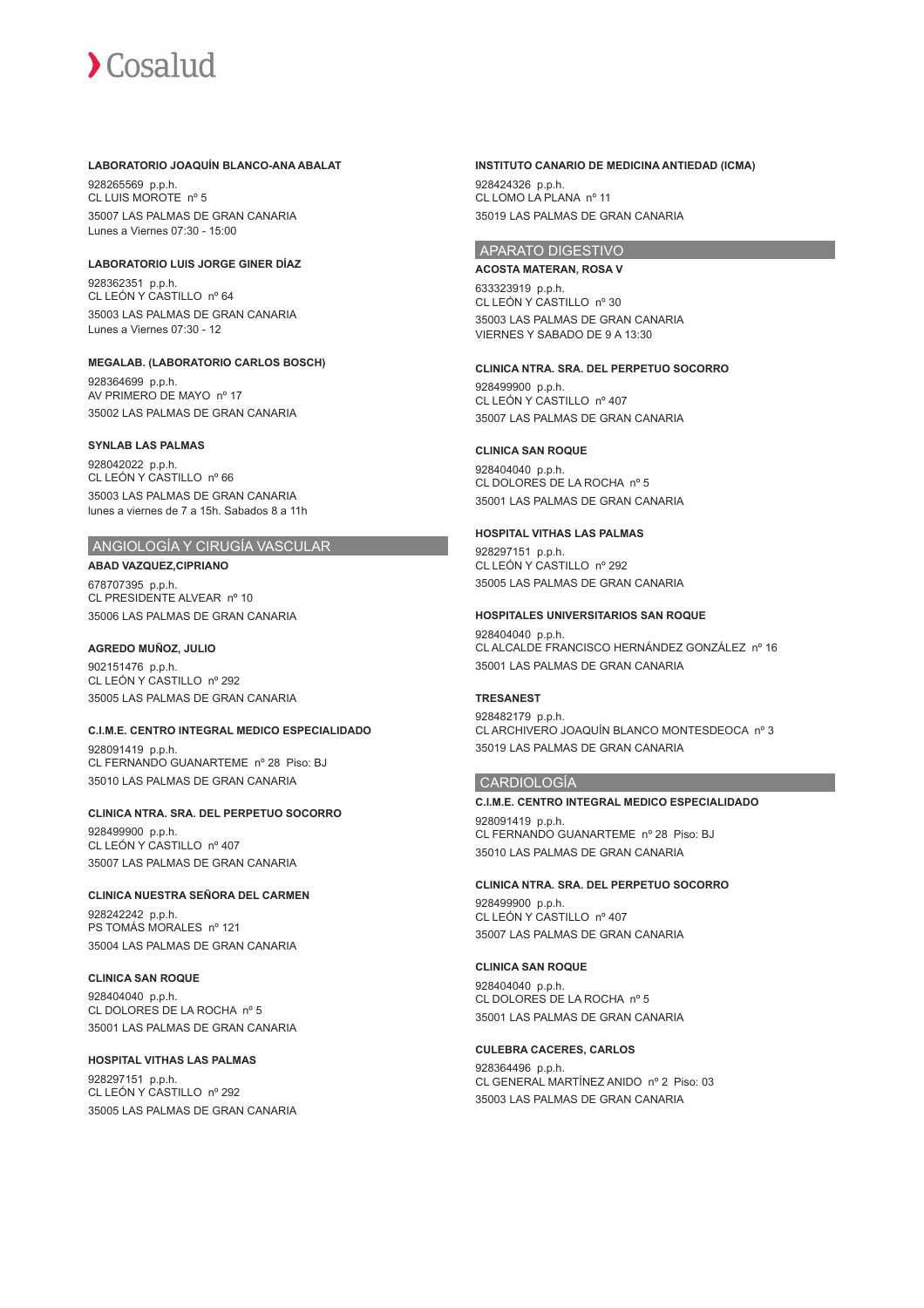**LABORATORIO JOAQUÍN BLANCO-ANA ABALAT**

928265569 p.p.h.
CL LUIS MOROTE nº 5
35007 LAS PALMAS DE GRAN CANARIA
Lunes a Viernes 07:30 - 15:00

**LABORATORIO LUIS JORGE GINER DÍAZ**

928362351 p.p.h.
CL LEÓN Y CASTILLO nº 64
35003 LAS PALMAS DE GRAN CANARIA
Lunes a Viernes 07:30 - 12

**MEGALAB. (LABORATORIO CARLOS BOSCH)**

928364699 p.p.h.
AV PRIMERO DE MAYO nº 17
35002 LAS PALMAS DE GRAN CANARIA

**SYNLAB LAS PALMAS**

928042022 p.p.h.
CL LEÓN Y CASTILLO nº 66
35003 LAS PALMAS DE GRAN CANARIA
lunes a viernes de 7 a 15h. Sabados 8 a 11h

## ANGIOLOGÍA Y CIRUGÍA VASCULAR

**ABAD VAZQUEZ,CIPRIANO**

678707395 p.p.h.
CL PRESIDENTE ALVEAR nº 10
35006 LAS PALMAS DE GRAN CANARIA

**AGREDO MUÑOZ, JULIO**

902151476 p.p.h.
CL LEÓN Y CASTILLO nº 292
35005 LAS PALMAS DE GRAN CANARIA

**C.I.M.E. CENTRO INTEGRAL MEDICO ESPECIALIDADO**

928091419 p.p.h.
CL FERNANDO GUANARTEME nº 28 Piso: BJ
35010 LAS PALMAS DE GRAN CANARIA

**CLINICA NTRA. SRA. DEL PERPETUO SOCORRO**

928499900 p.p.h.
CL LEÓN Y CASTILLO nº 407
35007 LAS PALMAS DE GRAN CANARIA

**CLINICA NUESTRA SEÑORA DEL CARMEN**

928242242 p.p.h.
PS TOMÁS MORALES nº 121
35004 LAS PALMAS DE GRAN CANARIA

**CLINICA SAN ROQUE**

928404040 p.p.h.
CL DOLORES DE LA ROCHA nº 5
35001 LAS PALMAS DE GRAN CANARIA

**HOSPITAL VITHAS LAS PALMAS**

928297151 p.p.h.
CL LEÓN Y CASTILLO nº 292
35005 LAS PALMAS DE GRAN CANARIA

**INSTITUTO CANARIO DE MEDICINA ANTIEDAD (ICMA)**

928424326 p.p.h.
CL LOMO LA PLANA nº 11
35019 LAS PALMAS DE GRAN CANARIA

## APARATO DIGESTIVO

**ACOSTA MATERAN, ROSA V**

633323919 p.p.h.
CL LEÓN Y CASTILLO nº 30
35003 LAS PALMAS DE GRAN CANARIA
VIERNES Y SABADO DE 9 A 13:30

**CLINICA NTRA. SRA. DEL PERPETUO SOCORRO**

928499900 p.p.h.
CL LEÓN Y CASTILLO nº 407
35007 LAS PALMAS DE GRAN CANARIA

**CLINICA SAN ROQUE**

928404040 p.p.h.
CL DOLORES DE LA ROCHA nº 5
35001 LAS PALMAS DE GRAN CANARIA

**HOSPITAL VITHAS LAS PALMAS**

928297151 p.p.h.
CL LEÓN Y CASTILLO nº 292
35005 LAS PALMAS DE GRAN CANARIA

**HOSPITALES UNIVERSITARIOS SAN ROQUE**

928404040 p.p.h.
CL ALCALDE FRANCISCO HERNÁNDEZ GONZÁLEZ nº 16
35001 LAS PALMAS DE GRAN CANARIA

**TRESANEST**

928482179 p.p.h.
CL ARCHIVERO JOAQUÍN BLANCO MONTESDEOCA nº 3
35019 LAS PALMAS DE GRAN CANARIA

## CARDIOLOGÍA

**C.I.M.E. CENTRO INTEGRAL MEDICO ESPECIALIDADO**

928091419 p.p.h.
CL FERNANDO GUANARTEME nº 28 Piso: BJ
35010 LAS PALMAS DE GRAN CANARIA

**CLINICA NTRA. SRA. DEL PERPETUO SOCORRO**

928499900 p.p.h.
CL LEÓN Y CASTILLO nº 407
35007 LAS PALMAS DE GRAN CANARIA

**CLINICA SAN ROQUE**

928404040 p.p.h.
CL DOLORES DE LA ROCHA nº 5
35001 LAS PALMAS DE GRAN CANARIA

**CULEBRA CACERES, CARLOS**

928364496 p.p.h.
CL GENERAL MARTÍNEZ ANIDO nº 2 Piso: 03
35003 LAS PALMAS DE GRAN CANARIA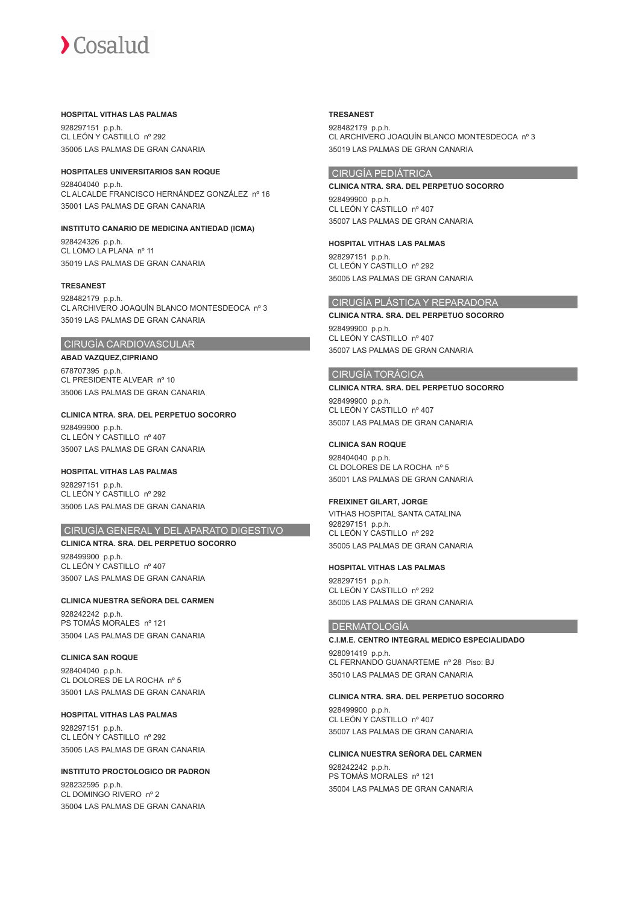**HOSPITAL VITHAS LAS PALMAS**

928297151 p.p.h.
CL LEÓN Y CASTILLO nº 292
35005 LAS PALMAS DE GRAN CANARIA

**HOSPITALES UNIVERSITARIOS SAN ROQUE**

928404040 p.p.h.
CL ALCALDE FRANCISCO HERNÁNDEZ GONZÁLEZ nº 16
35001 LAS PALMAS DE GRAN CANARIA

**INSTITUTO CANARIO DE MEDICINA ANTIEDAD (ICMA)**

928424326 p.p.h.
CL LOMO LA PLANA nº 11
35019 LAS PALMAS DE GRAN CANARIA

**TRESANEST**

928482179 p.p.h.
CL ARCHIVERO JOAQUÍN BLANCO MONTESDEOCA nº 3
35019 LAS PALMAS DE GRAN CANARIA

## CIRUGÍA CARDIOVASCULAR

**ABAD VAZQUEZ,CIPRIANO**

678707395 p.p.h.
CL PRESIDENTE ALVEAR nº 10
35006 LAS PALMAS DE GRAN CANARIA

**CLINICA NTRA. SRA. DEL PERPETUO SOCORRO**

928499900 p.p.h.
CL LEÓN Y CASTILLO nº 407
35007 LAS PALMAS DE GRAN CANARIA

**HOSPITAL VITHAS LAS PALMAS**

928297151 p.p.h.
CL LEÓN Y CASTILLO nº 292
35005 LAS PALMAS DE GRAN CANARIA

## CIRUGÍA GENERAL Y DEL APARATO DIGESTIVO

**CLINICA NTRA. SRA. DEL PERPETUO SOCORRO**

928499900 p.p.h.
CL LEÓN Y CASTILLO nº 407
35007 LAS PALMAS DE GRAN CANARIA

**CLINICA NUESTRA SEÑORA DEL CARMEN**

928242242 p.p.h.
PS TOMÁS MORALES nº 121
35004 LAS PALMAS DE GRAN CANARIA

**CLINICA SAN ROQUE**

928404040 p.p.h.
CL DOLORES DE LA ROCHA nº 5
35001 LAS PALMAS DE GRAN CANARIA

**HOSPITAL VITHAS LAS PALMAS**

928297151 p.p.h.
CL LEÓN Y CASTILLO nº 292
35005 LAS PALMAS DE GRAN CANARIA

**INSTITUTO PROCTOLOGICO DR PADRON**

928232595 p.p.h.
CL DOMINGO RIVERO nº 2
35004 LAS PALMAS DE GRAN CANARIA

**TRESANEST**

928482179 p.p.h.
CL ARCHIVERO JOAQUÍN BLANCO MONTESDEOCA nº 3
35019 LAS PALMAS DE GRAN CANARIA

## CIRUGÍA PEDIÁTRICA

**CLINICA NTRA. SRA. DEL PERPETUO SOCORRO**

928499900 p.p.h.
CL LEÓN Y CASTILLO nº 407
35007 LAS PALMAS DE GRAN CANARIA

**HOSPITAL VITHAS LAS PALMAS**

928297151 p.p.h.
CL LEÓN Y CASTILLO nº 292
35005 LAS PALMAS DE GRAN CANARIA

## CIRUGÍA PLÁSTICA Y REPARADORA

**CLINICA NTRA. SRA. DEL PERPETUO SOCORRO**

928499900 p.p.h.
CL LEÓN Y CASTILLO nº 407
35007 LAS PALMAS DE GRAN CANARIA

## CIRUGÍA TORÁCICA

**CLINICA NTRA. SRA. DEL PERPETUO SOCORRO**

928499900 p.p.h.
CL LEÓN Y CASTILLO nº 407
35007 LAS PALMAS DE GRAN CANARIA

**CLINICA SAN ROQUE**

928404040 p.p.h.
CL DOLORES DE LA ROCHA nº 5
35001 LAS PALMAS DE GRAN CANARIA

**FREIXINET GILART, JORGE**

VITHAS HOSPITAL SANTA CATALINA
928297151 p.p.h.
CL LEÓN Y CASTILLO nº 292
35005 LAS PALMAS DE GRAN CANARIA

**HOSPITAL VITHAS LAS PALMAS**

928297151 p.p.h.
CL LEÓN Y CASTILLO nº 292
35005 LAS PALMAS DE GRAN CANARIA

## DERMATOLOGÍA

**C.I.M.E. CENTRO INTEGRAL MEDICO ESPECIALIDADO**

928091419 p.p.h.
CL FERNANDO GUANARTEME nº 28 Piso: BJ
35010 LAS PALMAS DE GRAN CANARIA

**CLINICA NTRA. SRA. DEL PERPETUO SOCORRO**

928499900 p.p.h.
CL LEÓN Y CASTILLO nº 407
35007 LAS PALMAS DE GRAN CANARIA

**CLINICA NUESTRA SEÑORA DEL CARMEN**

928242242 p.p.h.
PS TOMÁS MORALES nº 121
35004 LAS PALMAS DE GRAN CANARIA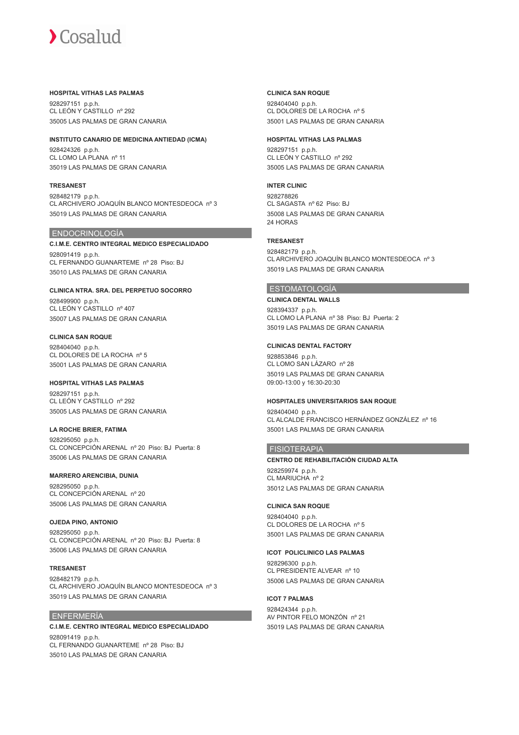**HOSPITAL VITHAS LAS PALMAS**

928297151 p.p.h.
CL LEÓN Y CASTILLO nº 292
35005 LAS PALMAS DE GRAN CANARIA

**INSTITUTO CANARIO DE MEDICINA ANTIEDAD (ICMA)**

928424326 p.p.h.
CL LOMO LA PLANA nº 11
35019 LAS PALMAS DE GRAN CANARIA

**TRESANEST**

928482179 p.p.h.
CL ARCHIVERO JOAQUÍN BLANCO MONTESDEOCA nº 3
35019 LAS PALMAS DE GRAN CANARIA

## ENDOCRINOLOGÍA

**C.I.M.E. CENTRO INTEGRAL MEDICO ESPECIALIDADO**

928091419 p.p.h.
CL FERNANDO GUANARTEME nº 28 Piso: BJ
35010 LAS PALMAS DE GRAN CANARIA

**CLINICA NTRA. SRA. DEL PERPETUO SOCORRO**

928499900 p.p.h.
CL LEÓN Y CASTILLO nº 407
35007 LAS PALMAS DE GRAN CANARIA

**CLINICA SAN ROQUE**

928404040 p.p.h.
CL DOLORES DE LA ROCHA nº 5
35001 LAS PALMAS DE GRAN CANARIA

**HOSPITAL VITHAS LAS PALMAS**

928297151 p.p.h.
CL LEÓN Y CASTILLO nº 292
35005 LAS PALMAS DE GRAN CANARIA

**LA ROCHE BRIER, FATIMA**

928295050 p.p.h.
CL CONCEPCIÓN ARENAL nº 20 Piso: BJ Puerta: 8
35006 LAS PALMAS DE GRAN CANARIA

**MARRERO ARENCIBIA, DUNIA**

928295050 p.p.h.
CL CONCEPCIÓN ARENAL nº 20
35006 LAS PALMAS DE GRAN CANARIA

**OJEDA PINO, ANTONIO**

928295050 p.p.h.
CL CONCEPCIÓN ARENAL nº 20 Piso: BJ Puerta: 8
35006 LAS PALMAS DE GRAN CANARIA

**TRESANEST**

928482179 p.p.h.
CL ARCHIVERO JOAQUÍN BLANCO MONTESDEOCA nº 3
35019 LAS PALMAS DE GRAN CANARIA

## ENFERMERÍA

**C.I.M.E. CENTRO INTEGRAL MEDICO ESPECIALIDADO**

928091419 p.p.h.
CL FERNANDO GUANARTEME nº 28 Piso: BJ
35010 LAS PALMAS DE GRAN CANARIA

**CLINICA SAN ROQUE**

928404040 p.p.h.
CL DOLORES DE LA ROCHA nº 5
35001 LAS PALMAS DE GRAN CANARIA

**HOSPITAL VITHAS LAS PALMAS**

928297151 p.p.h.
CL LEÓN Y CASTILLO nº 292
35005 LAS PALMAS DE GRAN CANARIA

**INTER CLINIC**

928278826
CL SAGASTA nº 62 Piso: BJ
35008 LAS PALMAS DE GRAN CANARIA
24 HORAS

**TRESANEST**

928482179 p.p.h.
CL ARCHIVERO JOAQUÍN BLANCO MONTESDEOCA nº 3
35019 LAS PALMAS DE GRAN CANARIA

## ESTOMATOLOGÍA

**CLINICA DENTAL WALLS**

928394337 p.p.h.
CL LOMO LA PLANA nº 38 Piso: BJ Puerta: 2
35019 LAS PALMAS DE GRAN CANARIA

**CLINICAS DENTAL FACTORY**

928853846 p.p.h.
CL LOMO SAN LÁZARO nº 28
35019 LAS PALMAS DE GRAN CANARIA
09:00-13:00 y 16:30-20:30

**HOSPITALES UNIVERSITARIOS SAN ROQUE**

928404040 p.p.h.
CL ALCALDE FRANCISCO HERNÁNDEZ GONZÁLEZ nº 16
35001 LAS PALMAS DE GRAN CANARIA

## FISIOTERAPIA

**CENTRO DE REHABILITACIÓN CIUDAD ALTA**

928259974 p.p.h.
CL MARIUCHA nº 2
35012 LAS PALMAS DE GRAN CANARIA

**CLINICA SAN ROQUE**

928404040 p.p.h.
CL DOLORES DE LA ROCHA nº 5
35001 LAS PALMAS DE GRAN CANARIA

**ICOT POLICLINICO LAS PALMAS**

928296300 p.p.h.
CL PRESIDENTE ALVEAR nº 10
35006 LAS PALMAS DE GRAN CANARIA

**ICOT 7 PALMAS**

928424344 p.p.h.
AV PINTOR FELO MONZÓN nº 21
35019 LAS PALMAS DE GRAN CANARIA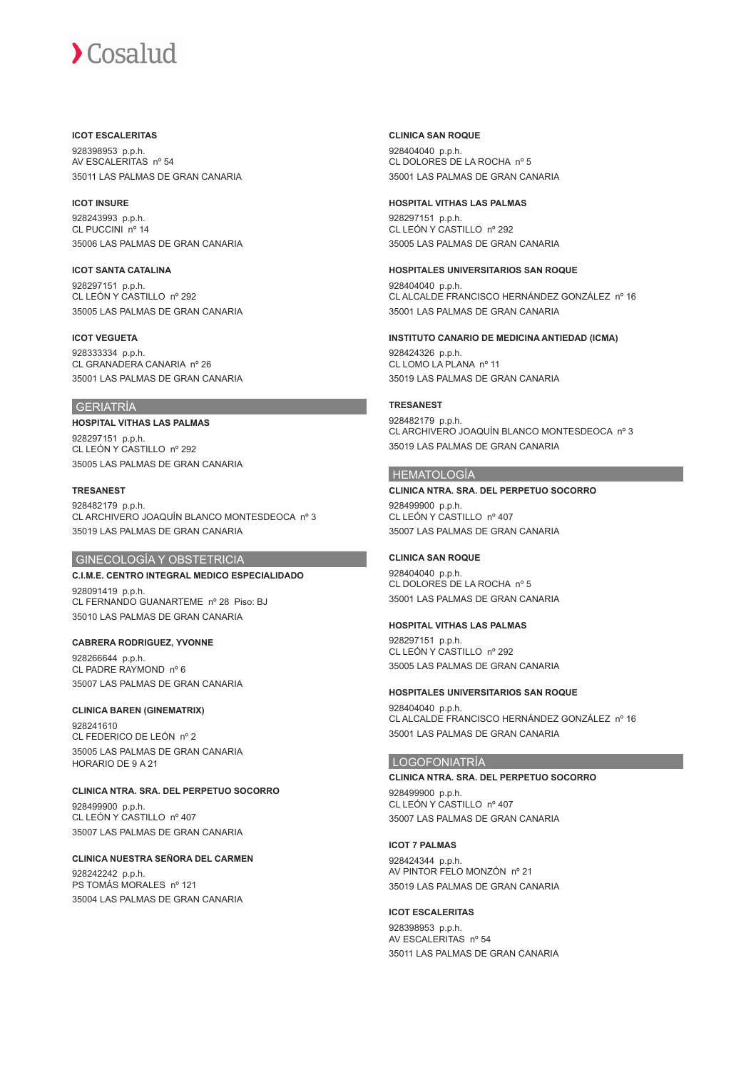**ICOT ESCALERITAS**

928398953 p.p.h.
AV ESCALERITAS nº 54
35011 LAS PALMAS DE GRAN CANARIA

**ICOT INSURE**

928243993 p.p.h.
CL PUCCINI nº 14
35006 LAS PALMAS DE GRAN CANARIA

**ICOT SANTA CATALINA**

928297151 p.p.h.
CL LEÓN Y CASTILLO nº 292
35005 LAS PALMAS DE GRAN CANARIA

**ICOT VEGUETA**

928333334 p.p.h.
CL GRANADERA CANARIA nº 26
35001 LAS PALMAS DE GRAN CANARIA

## GERIATRÍA

**HOSPITAL VITHAS LAS PALMAS**

928297151 p.p.h.
CL LEÓN Y CASTILLO nº 292
35005 LAS PALMAS DE GRAN CANARIA

**TRESANEST**

928482179 p.p.h.
CL ARCHIVERO JOAQUÍN BLANCO MONTESDEOCA nº 3
35019 LAS PALMAS DE GRAN CANARIA

## GINECOLOGÍA Y OBSTETRICIA

**C.I.M.E. CENTRO INTEGRAL MEDICO ESPECIALIDADO**

928091419 p.p.h.
CL FERNANDO GUANARTEME nº 28 Piso: BJ
35010 LAS PALMAS DE GRAN CANARIA

**CABRERA RODRIGUEZ, YVONNE**

928266644 p.p.h.
CL PADRE RAYMOND nº 6
35007 LAS PALMAS DE GRAN CANARIA

**CLINICA BAREN (GINEMATRIX)**

928241610
CL FEDERICO DE LEÓN nº 2
35005 LAS PALMAS DE GRAN CANARIA
HORARIO DE 9 A 21

**CLINICA NTRA. SRA. DEL PERPETUO SOCORRO**

928499900 p.p.h.
CL LEÓN Y CASTILLO nº 407
35007 LAS PALMAS DE GRAN CANARIA

**CLINICA NUESTRA SEÑORA DEL CARMEN**

928242242 p.p.h.
PS TOMÁS MORALES nº 121
35004 LAS PALMAS DE GRAN CANARIA

**CLINICA SAN ROQUE**

928404040 p.p.h.
CL DOLORES DE LA ROCHA nº 5
35001 LAS PALMAS DE GRAN CANARIA

**HOSPITAL VITHAS LAS PALMAS**

928297151 p.p.h.
CL LEÓN Y CASTILLO nº 292
35005 LAS PALMAS DE GRAN CANARIA

**HOSPITALES UNIVERSITARIOS SAN ROQUE**

928404040 p.p.h.
CL ALCALDE FRANCISCO HERNÁNDEZ GONZÁLEZ nº 16
35001 LAS PALMAS DE GRAN CANARIA

**INSTITUTO CANARIO DE MEDICINA ANTIEDAD (ICMA)**

928424326 p.p.h.
CL LOMO LA PLANA nº 11
35019 LAS PALMAS DE GRAN CANARIA

**TRESANEST**

928482179 p.p.h.
CL ARCHIVERO JOAQUÍN BLANCO MONTESDEOCA nº 3
35019 LAS PALMAS DE GRAN CANARIA

## HEMATOLOGÍA

**CLINICA NTRA. SRA. DEL PERPETUO SOCORRO**

928499900 p.p.h.
CL LEÓN Y CASTILLO nº 407
35007 LAS PALMAS DE GRAN CANARIA

**CLINICA SAN ROQUE**

928404040 p.p.h.
CL DOLORES DE LA ROCHA nº 5
35001 LAS PALMAS DE GRAN CANARIA

**HOSPITAL VITHAS LAS PALMAS**

928297151 p.p.h.
CL LEÓN Y CASTILLO nº 292
35005 LAS PALMAS DE GRAN CANARIA

**HOSPITALES UNIVERSITARIOS SAN ROQUE**

928404040 p.p.h.
CL ALCALDE FRANCISCO HERNÁNDEZ GONZÁLEZ nº 16
35001 LAS PALMAS DE GRAN CANARIA

## LOGOFONIATRÍA

**CLINICA NTRA. SRA. DEL PERPETUO SOCORRO**

928499900 p.p.h.
CL LEÓN Y CASTILLO nº 407
35007 LAS PALMAS DE GRAN CANARIA

**ICOT 7 PALMAS**

928424344 p.p.h.
AV PINTOR FELO MONZÓN nº 21
35019 LAS PALMAS DE GRAN CANARIA

**ICOT ESCALERITAS**

928398953 p.p.h.
AV ESCALERITAS nº 54
35011 LAS PALMAS DE GRAN CANARIA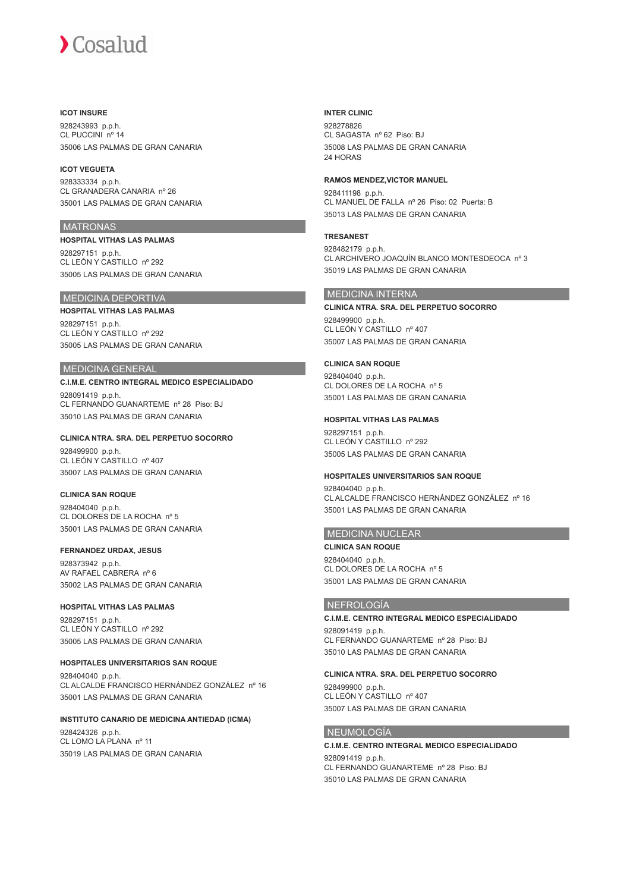**ICOT INSURE**

928243993 p.p.h.
CL PUCCINI nº 14
35006 LAS PALMAS DE GRAN CANARIA

**ICOT VEGUETA**

928333334 p.p.h.
CL GRANADERA CANARIA nº 26
35001 LAS PALMAS DE GRAN CANARIA

## MATRONAS

**HOSPITAL VITHAS LAS PALMAS**

928297151 p.p.h.
CL LEÓN Y CASTILLO nº 292
35005 LAS PALMAS DE GRAN CANARIA

## MEDICINA DEPORTIVA

**HOSPITAL VITHAS LAS PALMAS**

928297151 p.p.h.
CL LEÓN Y CASTILLO nº 292
35005 LAS PALMAS DE GRAN CANARIA

## MEDICINA GENERAL

**C.I.M.E. CENTRO INTEGRAL MEDICO ESPECIALIDADO**

928091419 p.p.h.
CL FERNANDO GUANARTEME nº 28 Piso: BJ
35010 LAS PALMAS DE GRAN CANARIA

**CLINICA NTRA. SRA. DEL PERPETUO SOCORRO**

928499900 p.p.h.
CL LEÓN Y CASTILLO nº 407
35007 LAS PALMAS DE GRAN CANARIA

**CLINICA SAN ROQUE**

928404040 p.p.h.
CL DOLORES DE LA ROCHA nº 5
35001 LAS PALMAS DE GRAN CANARIA

**FERNANDEZ URDAX, JESUS**

928373942 p.p.h.
AV RAFAEL CABRERA nº 6
35002 LAS PALMAS DE GRAN CANARIA

**HOSPITAL VITHAS LAS PALMAS**

928297151 p.p.h.
CL LEÓN Y CASTILLO nº 292
35005 LAS PALMAS DE GRAN CANARIA

**HOSPITALES UNIVERSITARIOS SAN ROQUE**

928404040 p.p.h.
CL ALCALDE FRANCISCO HERNÁNDEZ GONZÁLEZ nº 16
35001 LAS PALMAS DE GRAN CANARIA

**INSTITUTO CANARIO DE MEDICINA ANTIEDAD (ICMA)**

928424326 p.p.h.
CL LOMO LA PLANA nº 11
35019 LAS PALMAS DE GRAN CANARIA

**INTER CLINIC**

928278826
CL SAGASTA nº 62 Piso: BJ
35008 LAS PALMAS DE GRAN CANARIA
24 HORAS

**RAMOS MENDEZ,VICTOR MANUEL**

928411198 p.p.h.
CL MANUEL DE FALLA nº 26 Piso: 02 Puerta: B
35013 LAS PALMAS DE GRAN CANARIA

**TRESANEST**

928482179 p.p.h.
CL ARCHIVERO JOAQUÍN BLANCO MONTESDEOCA nº 3
35019 LAS PALMAS DE GRAN CANARIA

## MEDICINA INTERNA

**CLINICA NTRA. SRA. DEL PERPETUO SOCORRO**

928499900 p.p.h.
CL LEÓN Y CASTILLO nº 407
35007 LAS PALMAS DE GRAN CANARIA

**CLINICA SAN ROQUE**

928404040 p.p.h.
CL DOLORES DE LA ROCHA nº 5
35001 LAS PALMAS DE GRAN CANARIA

**HOSPITAL VITHAS LAS PALMAS**

928297151 p.p.h.
CL LEÓN Y CASTILLO nº 292
35005 LAS PALMAS DE GRAN CANARIA

**HOSPITALES UNIVERSITARIOS SAN ROQUE**

928404040 p.p.h.
CL ALCALDE FRANCISCO HERNÁNDEZ GONZÁLEZ nº 16
35001 LAS PALMAS DE GRAN CANARIA

## MEDICINA NUCLEAR

**CLINICA SAN ROQUE**

928404040 p.p.h.
CL DOLORES DE LA ROCHA nº 5
35001 LAS PALMAS DE GRAN CANARIA

## NEFROLOGÍA

**C.I.M.E. CENTRO INTEGRAL MEDICO ESPECIALIDADO**

928091419 p.p.h.
CL FERNANDO GUANARTEME nº 28 Piso: BJ
35010 LAS PALMAS DE GRAN CANARIA

**CLINICA NTRA. SRA. DEL PERPETUO SOCORRO**

928499900 p.p.h.
CL LEÓN Y CASTILLO nº 407
35007 LAS PALMAS DE GRAN CANARIA

## NEUMOLOGÍA

**C.I.M.E. CENTRO INTEGRAL MEDICO ESPECIALIDADO**

928091419 p.p.h.
CL FERNANDO GUANARTEME nº 28 Piso: BJ
35010 LAS PALMAS DE GRAN CANARIA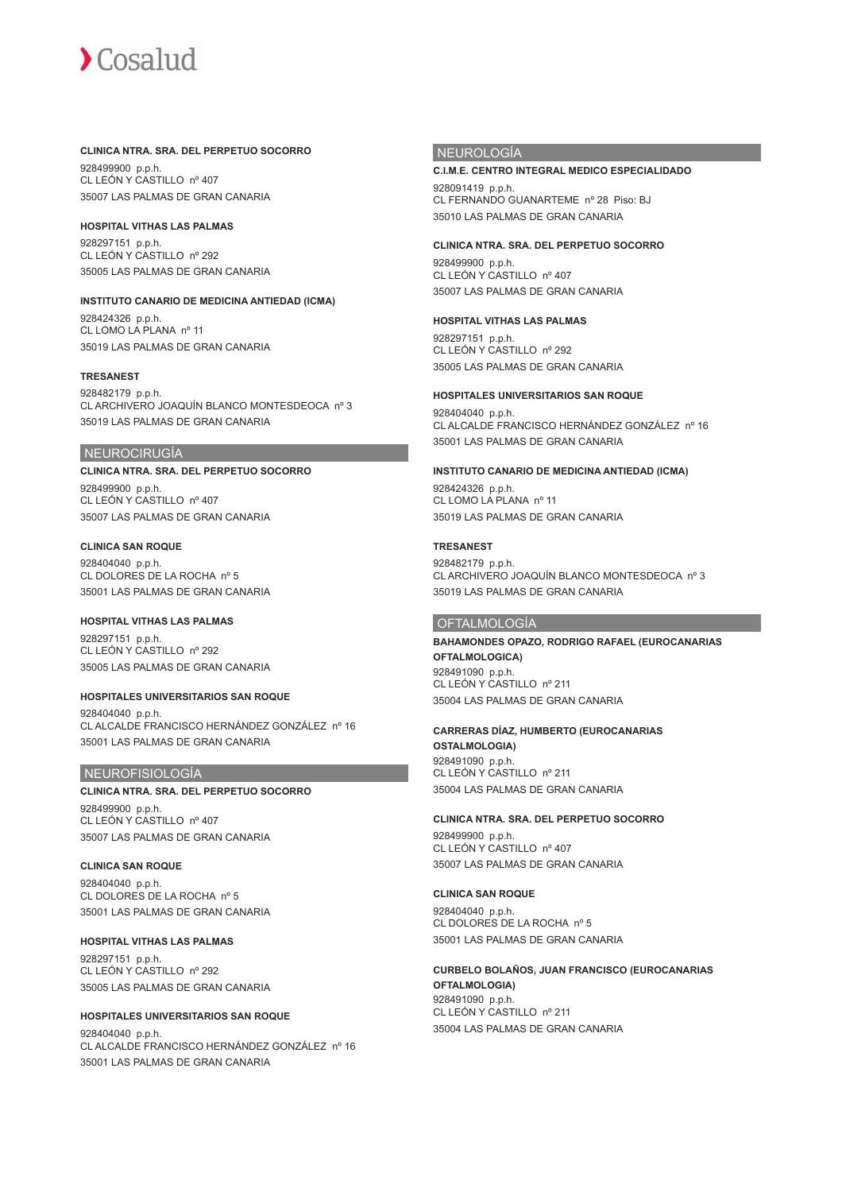**CLINICA NTRA. SRA. DEL PERPETUO SOCORRO**

928499900 p.p.h.
CL LEÓN Y CASTILLO nº 407
35007 LAS PALMAS DE GRAN CANARIA

**HOSPITAL VITHAS LAS PALMAS**

928297151 p.p.h.
CL LEÓN Y CASTILLO nº 292
35005 LAS PALMAS DE GRAN CANARIA

**INSTITUTO CANARIO DE MEDICINA ANTIEDAD (ICMA)**

928424326 p.p.h.
CL LOMO LA PLANA nº 11
35019 LAS PALMAS DE GRAN CANARIA

**TRESANEST**

928482179 p.p.h.
CL ARCHIVERO JOAQUÍN BLANCO MONTESDEOCA nº 3
35019 LAS PALMAS DE GRAN CANARIA

## NEUROCIRUGÍA

**CLINICA NTRA. SRA. DEL PERPETUO SOCORRO**

928499900 p.p.h.
CL LEÓN Y CASTILLO nº 407
35007 LAS PALMAS DE GRAN CANARIA

**CLINICA SAN ROQUE**

928404040 p.p.h.
CL DOLORES DE LA ROCHA nº 5
35001 LAS PALMAS DE GRAN CANARIA

**HOSPITAL VITHAS LAS PALMAS**

928297151 p.p.h.
CL LEÓN Y CASTILLO nº 292
35005 LAS PALMAS DE GRAN CANARIA

**HOSPITALES UNIVERSITARIOS SAN ROQUE**

928404040 p.p.h.
CL ALCALDE FRANCISCO HERNÁNDEZ GONZÁLEZ nº 16
35001 LAS PALMAS DE GRAN CANARIA

## NEUROFISIOLOGÍA

**CLINICA NTRA. SRA. DEL PERPETUO SOCORRO**

928499900 p.p.h.
CL LEÓN Y CASTILLO nº 407
35007 LAS PALMAS DE GRAN CANARIA

**CLINICA SAN ROQUE**

928404040 p.p.h.
CL DOLORES DE LA ROCHA nº 5
35001 LAS PALMAS DE GRAN CANARIA

**HOSPITAL VITHAS LAS PALMAS**

928297151 p.p.h.
CL LEÓN Y CASTILLO nº 292
35005 LAS PALMAS DE GRAN CANARIA

**HOSPITALES UNIVERSITARIOS SAN ROQUE**

928404040 p.p.h.
CL ALCALDE FRANCISCO HERNÁNDEZ GONZÁLEZ nº 16
35001 LAS PALMAS DE GRAN CANARIA

## NEUROLOGÍA

**C.I.M.E. CENTRO INTEGRAL MEDICO ESPECIALIDADO**

928091419 p.p.h.
CL FERNANDO GUANARTEME nº 28 Piso: BJ
35010 LAS PALMAS DE GRAN CANARIA

**CLINICA NTRA. SRA. DEL PERPETUO SOCORRO**

928499900 p.p.h.
CL LEÓN Y CASTILLO nº 407
35007 LAS PALMAS DE GRAN CANARIA

**HOSPITAL VITHAS LAS PALMAS**

928297151 p.p.h.
CL LEÓN Y CASTILLO nº 292
35005 LAS PALMAS DE GRAN CANARIA

**HOSPITALES UNIVERSITARIOS SAN ROQUE**

928404040 p.p.h.
CL ALCALDE FRANCISCO HERNÁNDEZ GONZÁLEZ nº 16
35001 LAS PALMAS DE GRAN CANARIA

**INSTITUTO CANARIO DE MEDICINA ANTIEDAD (ICMA)**

928424326 p.p.h.
CL LOMO LA PLANA nº 11
35019 LAS PALMAS DE GRAN CANARIA

**TRESANEST**

928482179 p.p.h.
CL ARCHIVERO JOAQUÍN BLANCO MONTESDEOCA nº 3
35019 LAS PALMAS DE GRAN CANARIA

## OFTALMOLOGÍA

**BAHAMONDES OPAZO, RODRIGO RAFAEL (EUROCANARIAS OFTALMOLOGICA)**

928491090 p.p.h.
CL LEÓN Y CASTILLO nº 211
35004 LAS PALMAS DE GRAN CANARIA

**CARRERAS DÍAZ, HUMBERTO (EUROCANARIAS OSTALMOLOGIA)**

928491090 p.p.h.
CL LEÓN Y CASTILLO nº 211
35004 LAS PALMAS DE GRAN CANARIA

**CLINICA NTRA. SRA. DEL PERPETUO SOCORRO**

928499900 p.p.h.
CL LEÓN Y CASTILLO nº 407
35007 LAS PALMAS DE GRAN CANARIA

**CLINICA SAN ROQUE**

928404040 p.p.h.
CL DOLORES DE LA ROCHA nº 5
35001 LAS PALMAS DE GRAN CANARIA

**CURBELO BOLAÑOS, JUAN FRANCISCO (EUROCANARIAS OFTALMOLOGIA)**

928491090 p.p.h.
CL LEÓN Y CASTILLO nº 211
35004 LAS PALMAS DE GRAN CANARIA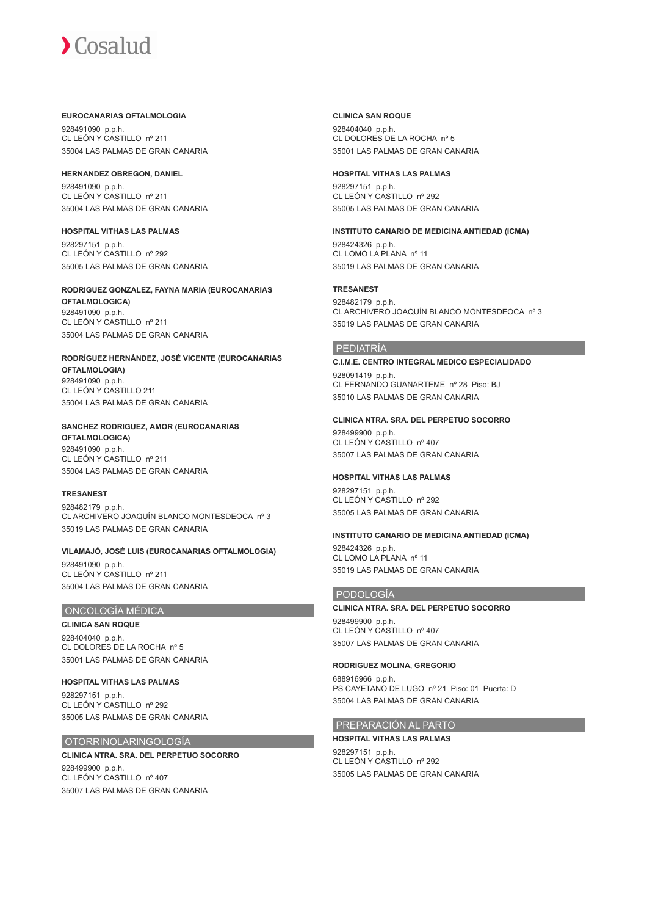**EUROCANARIAS OFTALMOLOGIA**

928491090 p.p.h.
CL LEÓN Y CASTILLO nº 211
35004 LAS PALMAS DE GRAN CANARIA

**HERNANDEZ OBREGON, DANIEL**

928491090 p.p.h.
CL LEÓN Y CASTILLO nº 211
35004 LAS PALMAS DE GRAN CANARIA

**HOSPITAL VITHAS LAS PALMAS**

928297151 p.p.h.
CL LEÓN Y CASTILLO nº 292
35005 LAS PALMAS DE GRAN CANARIA

**RODRIGUEZ GONZALEZ, FAYNA MARIA (EUROCANARIAS OFTALMOLOGICA)**

928491090 p.p.h.
CL LEÓN Y CASTILLO nº 211
35004 LAS PALMAS DE GRAN CANARIA

**RODRÍGUEZ HERNÁNDEZ, JOSÉ VICENTE (EUROCANARIAS OFTALMOLOGIA)**

928491090 p.p.h.
CL LEÓN Y CASTILLO 211
35004 LAS PALMAS DE GRAN CANARIA

**SANCHEZ RODRIGUEZ, AMOR (EUROCANARIAS OFTALMOLOGICA)**

928491090 p.p.h.
CL LEÓN Y CASTILLO nº 211
35004 LAS PALMAS DE GRAN CANARIA

**TRESANEST**

928482179 p.p.h.
CL ARCHIVERO JOAQUÍN BLANCO MONTESDEOCA nº 3
35019 LAS PALMAS DE GRAN CANARIA

**VILAMAJÓ, JOSÉ LUIS (EUROCANARIAS OFTALMOLOGIA)**

928491090 p.p.h.
CL LEÓN Y CASTILLO nº 211
35004 LAS PALMAS DE GRAN CANARIA

## ONCOLOGÍA MÉDICA

**CLINICA SAN ROQUE**

928404040 p.p.h.
CL DOLORES DE LA ROCHA nº 5
35001 LAS PALMAS DE GRAN CANARIA

**HOSPITAL VITHAS LAS PALMAS**

928297151 p.p.h.
CL LEÓN Y CASTILLO nº 292
35005 LAS PALMAS DE GRAN CANARIA

## OTORRINOLARINGOLOGÍA

**CLINICA NTRA. SRA. DEL PERPETUO SOCORRO**

928499900 p.p.h.
CL LEÓN Y CASTILLO nº 407
35007 LAS PALMAS DE GRAN CANARIA

**CLINICA SAN ROQUE**

928404040 p.p.h.
CL DOLORES DE LA ROCHA nº 5
35001 LAS PALMAS DE GRAN CANARIA

**HOSPITAL VITHAS LAS PALMAS**

928297151 p.p.h.
CL LEÓN Y CASTILLO nº 292
35005 LAS PALMAS DE GRAN CANARIA

**INSTITUTO CANARIO DE MEDICINA ANTIEDAD (ICMA)**

928424326 p.p.h.
CL LOMO LA PLANA nº 11
35019 LAS PALMAS DE GRAN CANARIA

**TRESANEST**

928482179 p.p.h.
CL ARCHIVERO JOAQUÍN BLANCO MONTESDEOCA nº 3
35019 LAS PALMAS DE GRAN CANARIA

## PEDIATRÍA

**C.I.M.E. CENTRO INTEGRAL MEDICO ESPECIALIDADO**

928091419 p.p.h.
CL FERNANDO GUANARTEME nº 28 Piso: BJ
35010 LAS PALMAS DE GRAN CANARIA

**CLINICA NTRA. SRA. DEL PERPETUO SOCORRO**

928499900 p.p.h.
CL LEÓN Y CASTILLO nº 407
35007 LAS PALMAS DE GRAN CANARIA

**HOSPITAL VITHAS LAS PALMAS**

928297151 p.p.h.
CL LEÓN Y CASTILLO nº 292
35005 LAS PALMAS DE GRAN CANARIA

**INSTITUTO CANARIO DE MEDICINA ANTIEDAD (ICMA)**

928424326 p.p.h.
CL LOMO LA PLANA nº 11
35019 LAS PALMAS DE GRAN CANARIA

## PODOLOGÍA

**CLINICA NTRA. SRA. DEL PERPETUO SOCORRO**

928499900 p.p.h.
CL LEÓN Y CASTILLO nº 407
35007 LAS PALMAS DE GRAN CANARIA

**RODRIGUEZ MOLINA, GREGORIO**

688916966 p.p.h.
PS CAYETANO DE LUGO nº 21 Piso: 01 Puerta: D
35004 LAS PALMAS DE GRAN CANARIA

## PREPARACIÓN AL PARTO

**HOSPITAL VITHAS LAS PALMAS**

928297151 p.p.h.
CL LEÓN Y CASTILLO nº 292
35005 LAS PALMAS DE GRAN CANARIA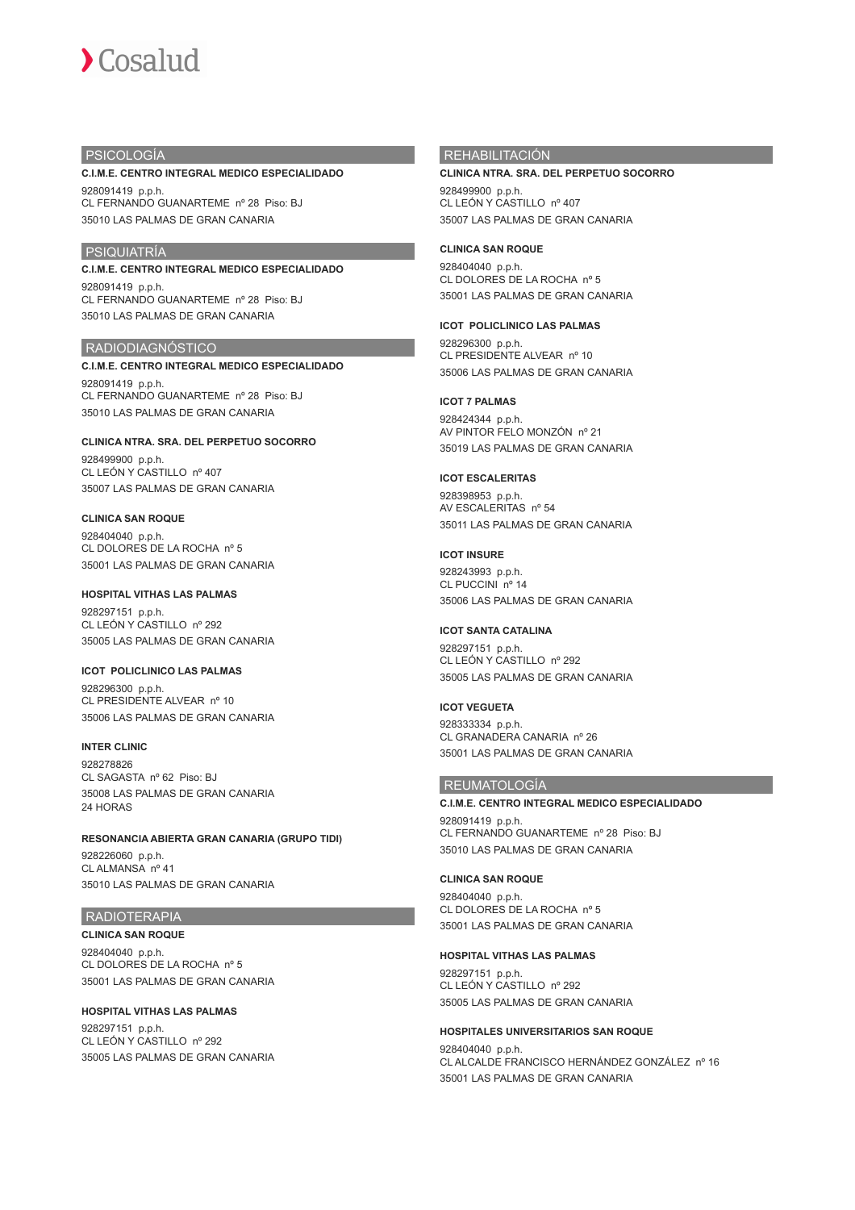## PSICOLOGÍA

**C.I.M.E. CENTRO INTEGRAL MEDICO ESPECIALIDADO**

928091419 p.p.h.
CL FERNANDO GUANARTEME nº 28 Piso: BJ
35010 LAS PALMAS DE GRAN CANARIA

## PSIQUIATRÍA

**C.I.M.E. CENTRO INTEGRAL MEDICO ESPECIALIDADO**

928091419 p.p.h.
CL FERNANDO GUANARTEME nº 28 Piso: BJ
35010 LAS PALMAS DE GRAN CANARIA

## RADIODIAGNÓSTICO

**C.I.M.E. CENTRO INTEGRAL MEDICO ESPECIALIDADO**

928091419 p.p.h.
CL FERNANDO GUANARTEME nº 28 Piso: BJ
35010 LAS PALMAS DE GRAN CANARIA

**CLINICA NTRA. SRA. DEL PERPETUO SOCORRO**

928499900 p.p.h.
CL LEÓN Y CASTILLO nº 407
35007 LAS PALMAS DE GRAN CANARIA

**CLINICA SAN ROQUE**

928404040 p.p.h.
CL DOLORES DE LA ROCHA nº 5
35001 LAS PALMAS DE GRAN CANARIA

**HOSPITAL VITHAS LAS PALMAS**

928297151 p.p.h.
CL LEÓN Y CASTILLO nº 292
35005 LAS PALMAS DE GRAN CANARIA

**ICOT POLICLINICO LAS PALMAS**

928296300 p.p.h.
CL PRESIDENTE ALVEAR nº 10
35006 LAS PALMAS DE GRAN CANARIA

**INTER CLINIC**

928278826
CL SAGASTA nº 62 Piso: BJ
35008 LAS PALMAS DE GRAN CANARIA
24 HORAS

**RESONANCIA ABIERTA GRAN CANARIA (GRUPO TIDI)**

928226060 p.p.h.
CL ALMANSA nº 41
35010 LAS PALMAS DE GRAN CANARIA

## RADIOTERAPIA

**CLINICA SAN ROQUE**

928404040 p.p.h.
CL DOLORES DE LA ROCHA nº 5
35001 LAS PALMAS DE GRAN CANARIA

**HOSPITAL VITHAS LAS PALMAS**

928297151 p.p.h.
CL LEÓN Y CASTILLO nº 292
35005 LAS PALMAS DE GRAN CANARIA

## REHABILITACIÓN

**CLINICA NTRA. SRA. DEL PERPETUO SOCORRO**

928499900 p.p.h.
CL LEÓN Y CASTILLO nº 407
35007 LAS PALMAS DE GRAN CANARIA

**CLINICA SAN ROQUE**

928404040 p.p.h.
CL DOLORES DE LA ROCHA nº 5
35001 LAS PALMAS DE GRAN CANARIA

**ICOT POLICLINICO LAS PALMAS**

928296300 p.p.h.
CL PRESIDENTE ALVEAR nº 10
35006 LAS PALMAS DE GRAN CANARIA

**ICOT 7 PALMAS**

928424344 p.p.h.
AV PINTOR FELO MONZÓN nº 21
35019 LAS PALMAS DE GRAN CANARIA

**ICOT ESCALERITAS**

928398953 p.p.h.
AV ESCALERITAS nº 54
35011 LAS PALMAS DE GRAN CANARIA

**ICOT INSURE**

928243993 p.p.h.
CL PUCCINI nº 14
35006 LAS PALMAS DE GRAN CANARIA

**ICOT SANTA CATALINA**

928297151 p.p.h.
CL LEÓN Y CASTILLO nº 292
35005 LAS PALMAS DE GRAN CANARIA

**ICOT VEGUETA**

928333334 p.p.h.
CL GRANADERA CANARIA nº 26
35001 LAS PALMAS DE GRAN CANARIA

## REUMATOLOGÍA

**C.I.M.E. CENTRO INTEGRAL MEDICO ESPECIALIDADO**

928091419 p.p.h.
CL FERNANDO GUANARTEME nº 28 Piso: BJ
35010 LAS PALMAS DE GRAN CANARIA

**CLINICA SAN ROQUE**

928404040 p.p.h.
CL DOLORES DE LA ROCHA nº 5
35001 LAS PALMAS DE GRAN CANARIA

**HOSPITAL VITHAS LAS PALMAS**

928297151 p.p.h.
CL LEÓN Y CASTILLO nº 292
35005 LAS PALMAS DE GRAN CANARIA

**HOSPITALES UNIVERSITARIOS SAN ROQUE**

928404040 p.p.h.
CL ALCALDE FRANCISCO HERNÁNDEZ GONZÁLEZ nº 16
35001 LAS PALMAS DE GRAN CANARIA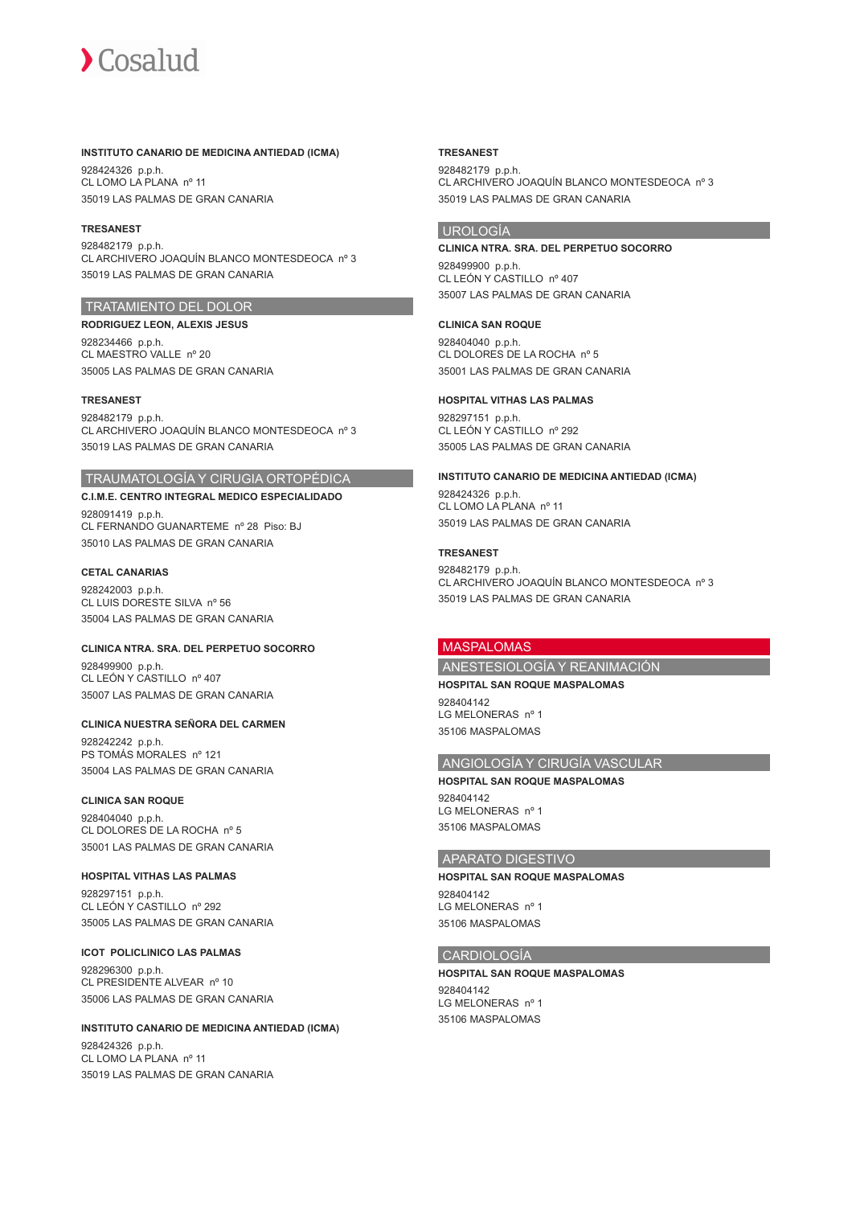**INSTITUTO CANARIO DE MEDICINA ANTIEDAD (ICMA)**

928424326 p.p.h.
CL LOMO LA PLANA nº 11
35019 LAS PALMAS DE GRAN CANARIA

**TRESANEST**

928482179 p.p.h.
CL ARCHIVERO JOAQUÍN BLANCO MONTESDEOCA nº 3
35019 LAS PALMAS DE GRAN CANARIA

## TRATAMIENTO DEL DOLOR

**RODRIGUEZ LEON, ALEXIS JESUS**

928234466 p.p.h.
CL MAESTRO VALLE nº 20
35005 LAS PALMAS DE GRAN CANARIA

**TRESANEST**

928482179 p.p.h.
CL ARCHIVERO JOAQUÍN BLANCO MONTESDEOCA nº 3
35019 LAS PALMAS DE GRAN CANARIA

## TRAUMATOLOGÍA Y CIRUGIA ORTOPÉDICA

**C.I.M.E. CENTRO INTEGRAL MEDICO ESPECIALIDADO**

928091419 p.p.h.
CL FERNANDO GUANARTEME nº 28 Piso: BJ
35010 LAS PALMAS DE GRAN CANARIA

**CETAL CANARIAS**

928242003 p.p.h.
CL LUIS DORESTE SILVA nº 56
35004 LAS PALMAS DE GRAN CANARIA

**CLINICA NTRA. SRA. DEL PERPETUO SOCORRO**

928499900 p.p.h.
CL LEÓN Y CASTILLO nº 407
35007 LAS PALMAS DE GRAN CANARIA

**CLINICA NUESTRA SEÑORA DEL CARMEN**

928242242 p.p.h.
PS TOMÁS MORALES nº 121
35004 LAS PALMAS DE GRAN CANARIA

**CLINICA SAN ROQUE**

928404040 p.p.h.
CL DOLORES DE LA ROCHA nº 5
35001 LAS PALMAS DE GRAN CANARIA

**HOSPITAL VITHAS LAS PALMAS**

928297151 p.p.h.
CL LEÓN Y CASTILLO nº 292
35005 LAS PALMAS DE GRAN CANARIA

**ICOT POLICLINICO LAS PALMAS**

928296300 p.p.h.
CL PRESIDENTE ALVEAR nº 10
35006 LAS PALMAS DE GRAN CANARIA

**INSTITUTO CANARIO DE MEDICINA ANTIEDAD (ICMA)**

928424326 p.p.h.
CL LOMO LA PLANA nº 11
35019 LAS PALMAS DE GRAN CANARIA

**TRESANEST**

928482179 p.p.h.
CL ARCHIVERO JOAQUÍN BLANCO MONTESDEOCA nº 3
35019 LAS PALMAS DE GRAN CANARIA

## UROLOGÍA

**CLINICA NTRA. SRA. DEL PERPETUO SOCORRO**

928499900 p.p.h.
CL LEÓN Y CASTILLO nº 407
35007 LAS PALMAS DE GRAN CANARIA

**CLINICA SAN ROQUE**

928404040 p.p.h.
CL DOLORES DE LA ROCHA nº 5
35001 LAS PALMAS DE GRAN CANARIA

**HOSPITAL VITHAS LAS PALMAS**

928297151 p.p.h.
CL LEÓN Y CASTILLO nº 292
35005 LAS PALMAS DE GRAN CANARIA

**INSTITUTO CANARIO DE MEDICINA ANTIEDAD (ICMA)**

928424326 p.p.h.
CL LOMO LA PLANA nº 11
35019 LAS PALMAS DE GRAN CANARIA

**TRESANEST**

928482179 p.p.h.
CL ARCHIVERO JOAQUÍN BLANCO MONTESDEOCA nº 3
35019 LAS PALMAS DE GRAN CANARIA

# MASPALOMAS

## ANESTESIOLOGÍA Y REANIMACIÓN

**HOSPITAL SAN ROQUE MASPALOMAS**

928404142
LG MELONERAS nº 1
35106 MASPALOMAS

## ANGIOLOGÍA Y CIRUGÍA VASCULAR

**HOSPITAL SAN ROQUE MASPALOMAS**

928404142
LG MELONERAS nº 1
35106 MASPALOMAS

## APARATO DIGESTIVO

**HOSPITAL SAN ROQUE MASPALOMAS**

928404142
LG MELONERAS nº 1
35106 MASPALOMAS

## CARDIOLOGÍA

**HOSPITAL SAN ROQUE MASPALOMAS**

928404142
LG MELONERAS nº 1
35106 MASPALOMAS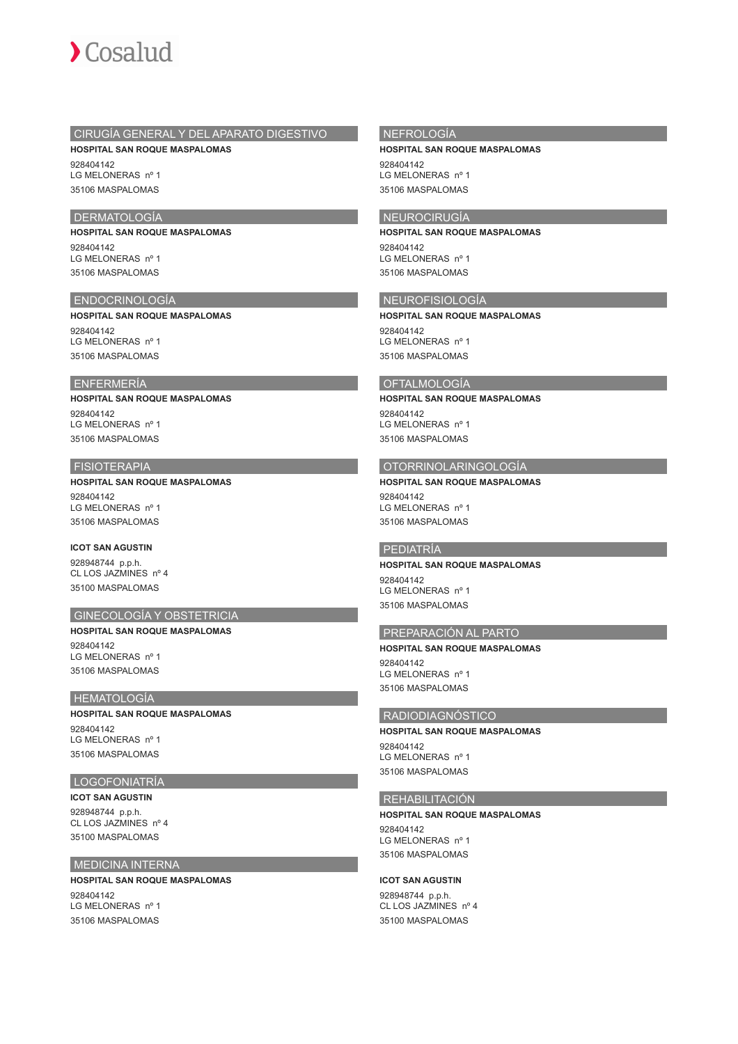## CIRUGÍA GENERAL Y DEL APARATO DIGESTIVO

**HOSPITAL SAN ROQUE MASPALOMAS**

928404142
LG MELONERAS nº 1
35106 MASPALOMAS

## DERMATOLOGÍA

**HOSPITAL SAN ROQUE MASPALOMAS**

928404142
LG MELONERAS nº 1
35106 MASPALOMAS

## ENDOCRINOLOGÍA

**HOSPITAL SAN ROQUE MASPALOMAS**

928404142
LG MELONERAS nº 1
35106 MASPALOMAS

## ENFERMERÍA

**HOSPITAL SAN ROQUE MASPALOMAS**

928404142
LG MELONERAS nº 1
35106 MASPALOMAS

## FISIOTERAPIA

**HOSPITAL SAN ROQUE MASPALOMAS**

928404142
LG MELONERAS nº 1
35106 MASPALOMAS

**ICOT SAN AGUSTIN**

928948744 p.p.h.
CL LOS JAZMINES nº 4
35100 MASPALOMAS

## GINECOLOGÍA Y OBSTETRICIA

**HOSPITAL SAN ROQUE MASPALOMAS**

928404142
LG MELONERAS nº 1
35106 MASPALOMAS

## HEMATOLOGÍA

**HOSPITAL SAN ROQUE MASPALOMAS**

928404142
LG MELONERAS nº 1
35106 MASPALOMAS

## LOGOFONIATRÍA

**ICOT SAN AGUSTIN**

928948744 p.p.h.
CL LOS JAZMINES nº 4
35100 MASPALOMAS

## MEDICINA INTERNA

**HOSPITAL SAN ROQUE MASPALOMAS**

928404142
LG MELONERAS nº 1
35106 MASPALOMAS

## NEFROLOGÍA

**HOSPITAL SAN ROQUE MASPALOMAS**

928404142
LG MELONERAS nº 1
35106 MASPALOMAS

## NEUROCIRUGÍA

**HOSPITAL SAN ROQUE MASPALOMAS**

928404142
LG MELONERAS nº 1
35106 MASPALOMAS

## NEUROFISIOLOGÍA

**HOSPITAL SAN ROQUE MASPALOMAS**

928404142
LG MELONERAS nº 1
35106 MASPALOMAS

## OFTALMOLOGÍA

**HOSPITAL SAN ROQUE MASPALOMAS**

928404142
LG MELONERAS nº 1
35106 MASPALOMAS

## OTORRINOLARINGOLOGÍA

**HOSPITAL SAN ROQUE MASPALOMAS**

928404142
LG MELONERAS nº 1
35106 MASPALOMAS

## PEDIATRÍA

**HOSPITAL SAN ROQUE MASPALOMAS**

928404142
LG MELONERAS nº 1
35106 MASPALOMAS

## PREPARACIÓN AL PARTO

**HOSPITAL SAN ROQUE MASPALOMAS**

928404142
LG MELONERAS nº 1
35106 MASPALOMAS

## RADIODIAGNÓSTICO

**HOSPITAL SAN ROQUE MASPALOMAS**

928404142
LG MELONERAS nº 1
35106 MASPALOMAS

## REHABILITACIÓN

**HOSPITAL SAN ROQUE MASPALOMAS**

928404142
LG MELONERAS nº 1
35106 MASPALOMAS

**ICOT SAN AGUSTIN**

928948744 p.p.h.
CL LOS JAZMINES nº 4
35100 MASPALOMAS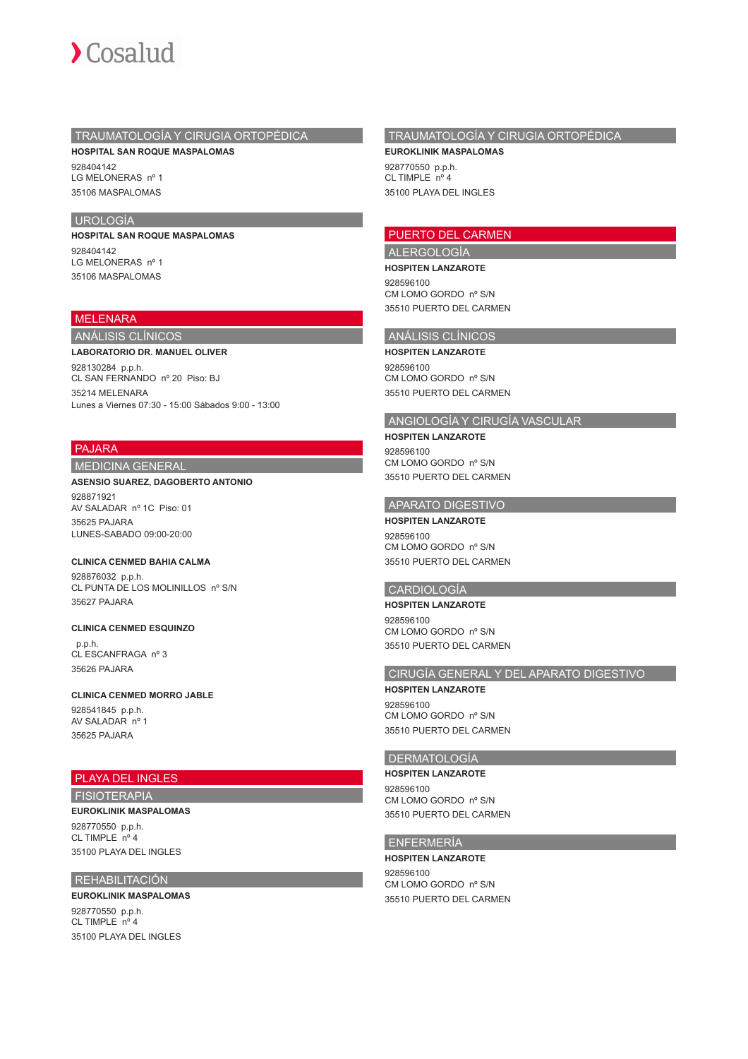### TRAUMATOLOGÍA Y CIRUGIA ORTOPÉDICA

**HOSPITAL SAN ROQUE MASPALOMAS**

928404142
LG MELONERAS nº 1
35106 MASPALOMAS

### UROLOGÍA

**HOSPITAL SAN ROQUE MASPALOMAS**

928404142
LG MELONERAS nº 1
35106 MASPALOMAS

## MELENARA

### ANÁLISIS CLÍNICOS

**LABORATORIO DR. MANUEL OLIVER**

928130284 p.p.h.
CL SAN FERNANDO nº 20 Piso: BJ
35214 MELENARA
Lunes a Viernes 07:30 - 15:00 Sábados 9:00 - 13:00

## PAJARA

### MEDICINA GENERAL

**ASENSIO SUAREZ, DAGOBERTO ANTONIO**

928871921
AV SALADAR nº 1C Piso: 01
35625 PAJARA
LUNES-SABADO 09:00-20:00

**CLINICA CENMED BAHIA CALMA**

928876032 p.p.h.
CL PUNTA DE LOS MOLINILLOS nº S/N
35627 PAJARA

**CLINICA CENMED ESQUINZO**

p.p.h.
CL ESCANFRAGA nº 3
35626 PAJARA

**CLINICA CENMED MORRO JABLE**

928541845 p.p.h.
AV SALADAR nº 1
35625 PAJARA

## PLAYA DEL INGLES

### FISIOTERAPIA

**EUROKLINIK MASPALOMAS**

928770550 p.p.h.
CL TIMPLE nº 4
35100 PLAYA DEL INGLES

### REHABILITACIÓN

**EUROKLINIK MASPALOMAS**

928770550 p.p.h.
CL TIMPLE nº 4
35100 PLAYA DEL INGLES

### TRAUMATOLOGÍA Y CIRUGIA ORTOPÉDICA

**EUROKLINIK MASPALOMAS**

928770550 p.p.h.
CL TIMPLE nº 4
35100 PLAYA DEL INGLES

## PUERTO DEL CARMEN

### ALERGOLOGÍA

**HOSPITEN LANZAROTE**

928596100
CM LOMO GORDO nº S/N
35510 PUERTO DEL CARMEN

### ANÁLISIS CLÍNICOS

**HOSPITEN LANZAROTE**

928596100
CM LOMO GORDO nº S/N
35510 PUERTO DEL CARMEN

### ANGIOLOGÍA Y CIRUGÍA VASCULAR

**HOSPITEN LANZAROTE**

928596100
CM LOMO GORDO nº S/N
35510 PUERTO DEL CARMEN

### APARATO DIGESTIVO

**HOSPITEN LANZAROTE**

928596100
CM LOMO GORDO nº S/N
35510 PUERTO DEL CARMEN

### CARDIOLOGÍA

**HOSPITEN LANZAROTE**

928596100
CM LOMO GORDO nº S/N
35510 PUERTO DEL CARMEN

### CIRUGÍA GENERAL Y DEL APARATO DIGESTIVO

**HOSPITEN LANZAROTE**

928596100
CM LOMO GORDO nº S/N
35510 PUERTO DEL CARMEN

### DERMATOLOGÍA

**HOSPITEN LANZAROTE**

928596100
CM LOMO GORDO nº S/N
35510 PUERTO DEL CARMEN

### ENFERMERÍA

**HOSPITEN LANZAROTE**

928596100
CM LOMO GORDO nº S/N
35510 PUERTO DEL CARMEN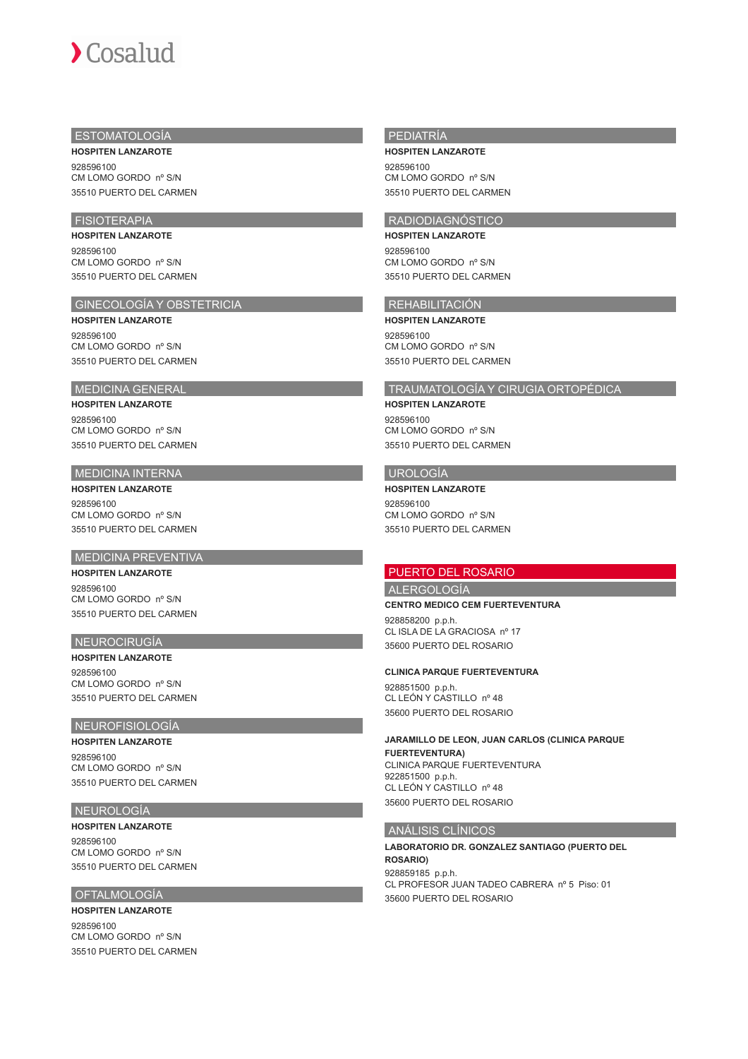## ESTOMATOLOGÍA

**HOSPITEN LANZAROTE**

928596100
CM LOMO GORDO nº S/N
35510 PUERTO DEL CARMEN

## FISIOTERAPIA

**HOSPITEN LANZAROTE**

928596100
CM LOMO GORDO nº S/N
35510 PUERTO DEL CARMEN

## GINECOLOGÍA Y OBSTETRICIA

**HOSPITEN LANZAROTE**

928596100
CM LOMO GORDO nº S/N
35510 PUERTO DEL CARMEN

## MEDICINA GENERAL

**HOSPITEN LANZAROTE**

928596100
CM LOMO GORDO nº S/N
35510 PUERTO DEL CARMEN

## MEDICINA INTERNA

**HOSPITEN LANZAROTE**

928596100
CM LOMO GORDO nº S/N
35510 PUERTO DEL CARMEN

## MEDICINA PREVENTIVA

**HOSPITEN LANZAROTE**

928596100
CM LOMO GORDO nº S/N
35510 PUERTO DEL CARMEN

## NEUROCIRUGÍA

**HOSPITEN LANZAROTE**

928596100
CM LOMO GORDO nº S/N
35510 PUERTO DEL CARMEN

## NEUROFISIOLOGÍA

**HOSPITEN LANZAROTE**

928596100
CM LOMO GORDO nº S/N
35510 PUERTO DEL CARMEN

## NEUROLOGÍA

**HOSPITEN LANZAROTE**

928596100
CM LOMO GORDO nº S/N
35510 PUERTO DEL CARMEN

## OFTALMOLOGÍA

**HOSPITEN LANZAROTE**

928596100
CM LOMO GORDO nº S/N
35510 PUERTO DEL CARMEN

## PEDIATRÍA

**HOSPITEN LANZAROTE**

928596100
CM LOMO GORDO nº S/N
35510 PUERTO DEL CARMEN

## RADIODIAGNÓSTICO

**HOSPITEN LANZAROTE**

928596100
CM LOMO GORDO nº S/N
35510 PUERTO DEL CARMEN

## REHABILITACIÓN

**HOSPITEN LANZAROTE**

928596100
CM LOMO GORDO nº S/N
35510 PUERTO DEL CARMEN

## TRAUMATOLOGÍA Y CIRUGIA ORTOPÉDICA

**HOSPITEN LANZAROTE**

928596100
CM LOMO GORDO nº S/N
35510 PUERTO DEL CARMEN

## UROLOGÍA

**HOSPITEN LANZAROTE**

928596100
CM LOMO GORDO nº S/N
35510 PUERTO DEL CARMEN

# PUERTO DEL ROSARIO

## ALERGOLOGÍA

**CENTRO MEDICO CEM FUERTEVENTURA**

928858200 p.p.h.
CL ISLA DE LA GRACIOSA nº 17
35600 PUERTO DEL ROSARIO

**CLINICA PARQUE FUERTEVENTURA**

928851500 p.p.h.
CL LEÓN Y CASTILLO nº 48
35600 PUERTO DEL ROSARIO

**JARAMILLO DE LEON, JUAN CARLOS (CLINICA PARQUE FUERTEVENTURA)**

CLINICA PARQUE FUERTEVENTURA
922851500 p.p.h.
CL LEÓN Y CASTILLO nº 48
35600 PUERTO DEL ROSARIO

## ANÁLISIS CLÍNICOS

**LABORATORIO DR. GONZALEZ SANTIAGO (PUERTO DEL ROSARIO)**

928859185 p.p.h.
CL PROFESOR JUAN TADEO CABRERA nº 5 Piso: 01
35600 PUERTO DEL ROSARIO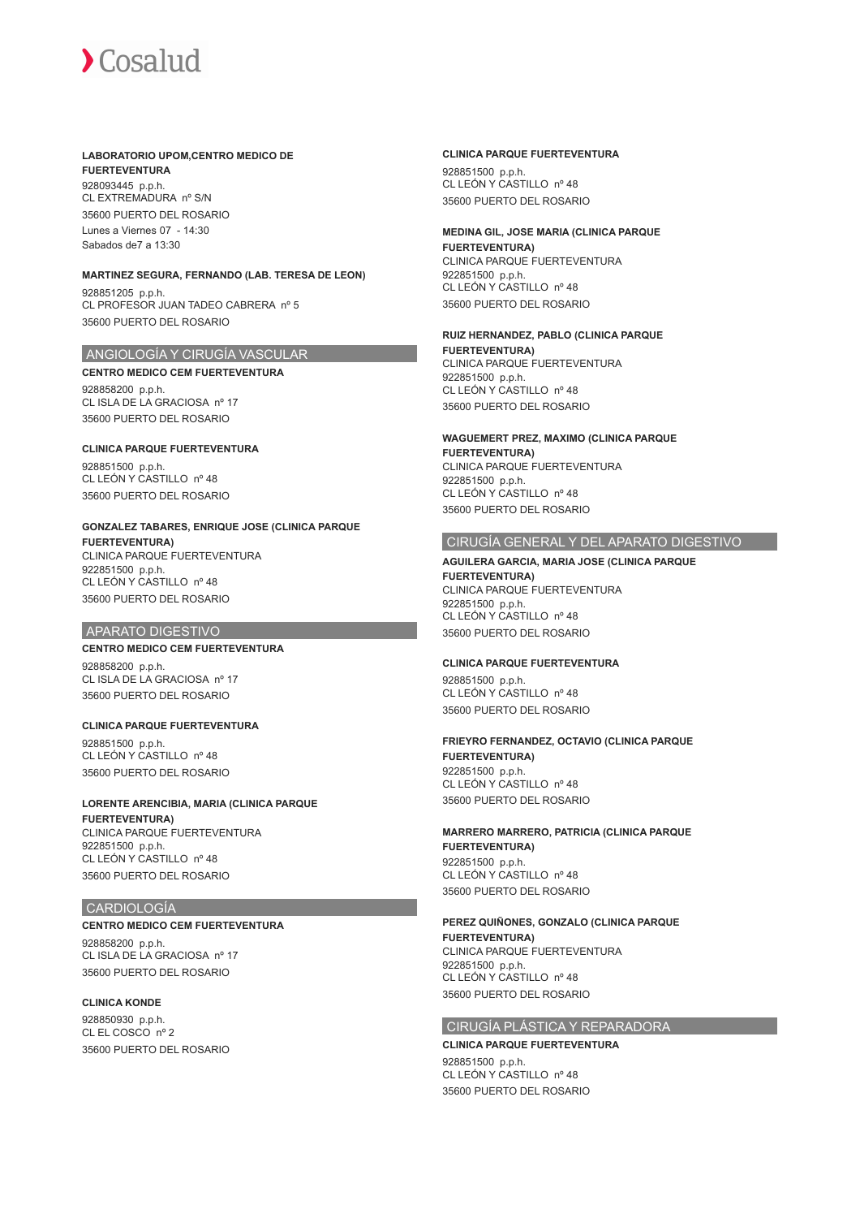**LABORATORIO UPOM,CENTRO MEDICO DE FUERTEVENTURA**
928093445 p.p.h.
CL EXTREMADURA nº S/N
35600 PUERTO DEL ROSARIO
Lunes a Viernes 07 - 14:30
Sabados de7 a 13:30

**MARTINEZ SEGURA, FERNANDO (LAB. TERESA DE LEON)**
928851205 p.p.h.
CL PROFESOR JUAN TADEO CABRERA nº 5
35600 PUERTO DEL ROSARIO

## ANGIOLOGÍA Y CIRUGÍA VASCULAR

**CENTRO MEDICO CEM FUERTEVENTURA**
928858200 p.p.h.
CL ISLA DE LA GRACIOSA nº 17
35600 PUERTO DEL ROSARIO

**CLINICA PARQUE FUERTEVENTURA**
928851500 p.p.h.
CL LEÓN Y CASTILLO nº 48
35600 PUERTO DEL ROSARIO

**GONZALEZ TABARES, ENRIQUE JOSE (CLINICA PARQUE FUERTEVENTURA)**
CLINICA PARQUE FUERTEVENTURA
922851500 p.p.h.
CL LEÓN Y CASTILLO nº 48
35600 PUERTO DEL ROSARIO

## APARATO DIGESTIVO

**CENTRO MEDICO CEM FUERTEVENTURA**
928858200 p.p.h.
CL ISLA DE LA GRACIOSA nº 17
35600 PUERTO DEL ROSARIO

**CLINICA PARQUE FUERTEVENTURA**
928851500 p.p.h.
CL LEÓN Y CASTILLO nº 48
35600 PUERTO DEL ROSARIO

**LORENTE ARENCIBIA, MARIA (CLINICA PARQUE FUERTEVENTURA)**
CLINICA PARQUE FUERTEVENTURA
922851500 p.p.h.
CL LEÓN Y CASTILLO nº 48
35600 PUERTO DEL ROSARIO

## CARDIOLOGÍA

**CENTRO MEDICO CEM FUERTEVENTURA**
928858200 p.p.h.
CL ISLA DE LA GRACIOSA nº 17
35600 PUERTO DEL ROSARIO

**CLINICA KONDE**
928850930 p.p.h.
CL EL COSCO nº 2
35600 PUERTO DEL ROSARIO

**CLINICA PARQUE FUERTEVENTURA**
928851500 p.p.h.
CL LEÓN Y CASTILLO nº 48
35600 PUERTO DEL ROSARIO

**MEDINA GIL, JOSE MARIA (CLINICA PARQUE FUERTEVENTURA)**
CLINICA PARQUE FUERTEVENTURA
922851500 p.p.h.
CL LEÓN Y CASTILLO nº 48
35600 PUERTO DEL ROSARIO

**RUIZ HERNANDEZ, PABLO (CLINICA PARQUE FUERTEVENTURA)**
CLINICA PARQUE FUERTEVENTURA
922851500 p.p.h.
CL LEÓN Y CASTILLO nº 48
35600 PUERTO DEL ROSARIO

**WAGUEMERT PREZ, MAXIMO (CLINICA PARQUE FUERTEVENTURA)**
CLINICA PARQUE FUERTEVENTURA
922851500 p.p.h.
CL LEÓN Y CASTILLO nº 48
35600 PUERTO DEL ROSARIO

## CIRUGÍA GENERAL Y DEL APARATO DIGESTIVO

**AGUILERA GARCIA, MARIA JOSE (CLINICA PARQUE FUERTEVENTURA)**
CLINICA PARQUE FUERTEVENTURA
922851500 p.p.h.
CL LEÓN Y CASTILLO nº 48
35600 PUERTO DEL ROSARIO

**CLINICA PARQUE FUERTEVENTURA**
928851500 p.p.h.
CL LEÓN Y CASTILLO nº 48
35600 PUERTO DEL ROSARIO

**FRIEYRO FERNANDEZ, OCTAVIO (CLINICA PARQUE FUERTEVENTURA)**
922851500 p.p.h.
CL LEÓN Y CASTILLO nº 48
35600 PUERTO DEL ROSARIO

**MARRERO MARRERO, PATRICIA (CLINICA PARQUE FUERTEVENTURA)**
922851500 p.p.h.
CL LEÓN Y CASTILLO nº 48
35600 PUERTO DEL ROSARIO

**PEREZ QUIÑONES, GONZALO (CLINICA PARQUE FUERTEVENTURA)**
CLINICA PARQUE FUERTEVENTURA
922851500 p.p.h.
CL LEÓN Y CASTILLO nº 48
35600 PUERTO DEL ROSARIO

## CIRUGÍA PLÁSTICA Y REPARADORA

**CLINICA PARQUE FUERTEVENTURA**
928851500 p.p.h.
CL LEÓN Y CASTILLO nº 48
35600 PUERTO DEL ROSARIO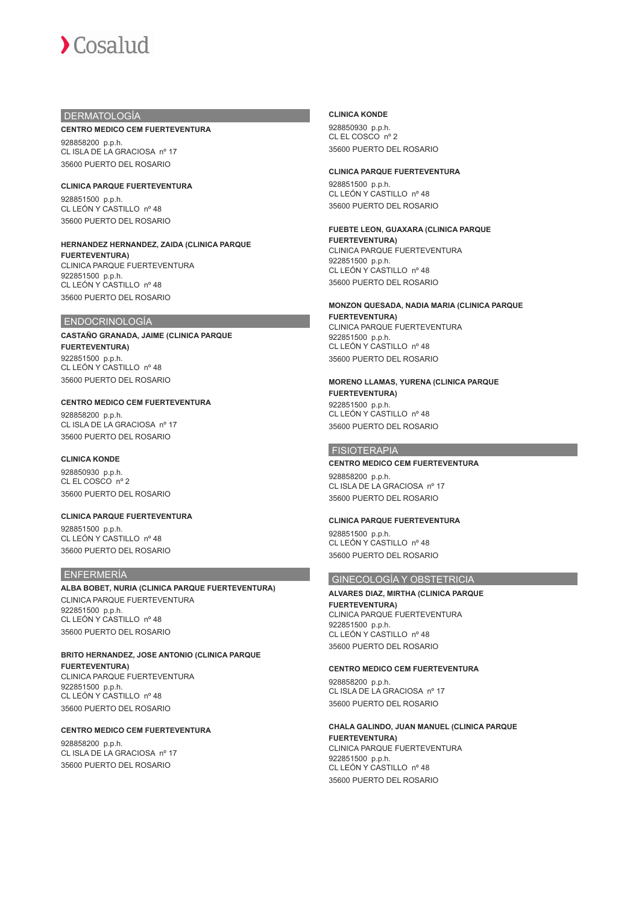## DERMATOLOGÍA

**CENTRO MEDICO CEM FUERTEVENTURA**

928858200 p.p.h.
CL ISLA DE LA GRACIOSA nº 17
35600 PUERTO DEL ROSARIO

**CLINICA PARQUE FUERTEVENTURA**

928851500 p.p.h.
CL LEÓN Y CASTILLO nº 48
35600 PUERTO DEL ROSARIO

**HERNANDEZ HERNANDEZ, ZAIDA (CLINICA PARQUE FUERTEVENTURA)**
CLINICA PARQUE FUERTEVENTURA
922851500 p.p.h.
CL LEÓN Y CASTILLO nº 48
35600 PUERTO DEL ROSARIO

## ENDOCRINOLOGÍA

**CASTAÑO GRANADA, JAIME (CLINICA PARQUE FUERTEVENTURA)**
922851500 p.p.h.
CL LEÓN Y CASTILLO nº 48
35600 PUERTO DEL ROSARIO

**CENTRO MEDICO CEM FUERTEVENTURA**

928858200 p.p.h.
CL ISLA DE LA GRACIOSA nº 17
35600 PUERTO DEL ROSARIO

**CLINICA KONDE**

928850930 p.p.h.
CL EL COSCO nº 2
35600 PUERTO DEL ROSARIO

**CLINICA PARQUE FUERTEVENTURA**

928851500 p.p.h.
CL LEÓN Y CASTILLO nº 48
35600 PUERTO DEL ROSARIO

## ENFERMERÍA

**ALBA BOBET, NURIA (CLINICA PARQUE FUERTEVENTURA)**
CLINICA PARQUE FUERTEVENTURA
922851500 p.p.h.
CL LEÓN Y CASTILLO nº 48
35600 PUERTO DEL ROSARIO

**BRITO HERNANDEZ, JOSE ANTONIO (CLINICA PARQUE FUERTEVENTURA)**
CLINICA PARQUE FUERTEVENTURA
922851500 p.p.h.
CL LEÓN Y CASTILLO nº 48
35600 PUERTO DEL ROSARIO

**CENTRO MEDICO CEM FUERTEVENTURA**

928858200 p.p.h.
CL ISLA DE LA GRACIOSA nº 17
35600 PUERTO DEL ROSARIO

**CLINICA KONDE**

928850930 p.p.h.
CL EL COSCO nº 2
35600 PUERTO DEL ROSARIO

**CLINICA PARQUE FUERTEVENTURA**

928851500 p.p.h.
CL LEÓN Y CASTILLO nº 48
35600 PUERTO DEL ROSARIO

**FUEBTE LEON, GUAXARA (CLINICA PARQUE FUERTEVENTURA)**
CLINICA PARQUE FUERTEVENTURA
922851500 p.p.h.
CL LEÓN Y CASTILLO nº 48
35600 PUERTO DEL ROSARIO

**MONZON QUESADA, NADIA MARIA (CLINICA PARQUE FUERTEVENTURA)**
CLINICA PARQUE FUERTEVENTURA
922851500 p.p.h.
CL LEÓN Y CASTILLO nº 48
35600 PUERTO DEL ROSARIO

**MORENO LLAMAS, YURENA (CLINICA PARQUE FUERTEVENTURA)**
922851500 p.p.h.
CL LEÓN Y CASTILLO nº 48
35600 PUERTO DEL ROSARIO

## FISIOTERAPIA

**CENTRO MEDICO CEM FUERTEVENTURA**

928858200 p.p.h.
CL ISLA DE LA GRACIOSA nº 17
35600 PUERTO DEL ROSARIO

**CLINICA PARQUE FUERTEVENTURA**

928851500 p.p.h.
CL LEÓN Y CASTILLO nº 48
35600 PUERTO DEL ROSARIO

## GINECOLOGÍA Y OBSTETRICIA

**ALVARES DIAZ, MIRTHA (CLINICA PARQUE FUERTEVENTURA)**
CLINICA PARQUE FUERTEVENTURA
922851500 p.p.h.
CL LEÓN Y CASTILLO nº 48
35600 PUERTO DEL ROSARIO

**CENTRO MEDICO CEM FUERTEVENTURA**

928858200 p.p.h.
CL ISLA DE LA GRACIOSA nº 17
35600 PUERTO DEL ROSARIO

**CHALA GALINDO, JUAN MANUEL (CLINICA PARQUE FUERTEVENTURA)**
CLINICA PARQUE FUERTEVENTURA
922851500 p.p.h.
CL LEÓN Y CASTILLO nº 48
35600 PUERTO DEL ROSARIO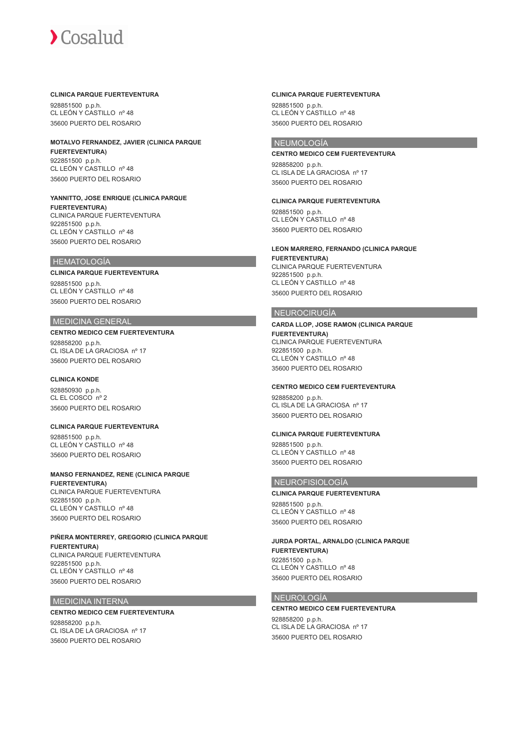**CLINICA PARQUE FUERTEVENTURA**

928851500 p.p.h.
CL LEÓN Y CASTILLO nº 48
35600 PUERTO DEL ROSARIO

**MOTALVO FERNANDEZ, JAVIER (CLINICA PARQUE FUERTEVENTURA)**

922851500 p.p.h.
CL LEÓN Y CASTILLO nº 48
35600 PUERTO DEL ROSARIO

**YANNITTO, JOSE ENRIQUE (CLINICA PARQUE FUERTEVENTURA)**

CLINICA PARQUE FUERTEVENTURA
922851500 p.p.h.
CL LEÓN Y CASTILLO nº 48
35600 PUERTO DEL ROSARIO

## HEMATOLOGÍA

**CLINICA PARQUE FUERTEVENTURA**

928851500 p.p.h.
CL LEÓN Y CASTILLO nº 48
35600 PUERTO DEL ROSARIO

## MEDICINA GENERAL

**CENTRO MEDICO CEM FUERTEVENTURA**

928858200 p.p.h.
CL ISLA DE LA GRACIOSA nº 17
35600 PUERTO DEL ROSARIO

**CLINICA KONDE**

928850930 p.p.h.
CL EL COSCO nº 2
35600 PUERTO DEL ROSARIO

**CLINICA PARQUE FUERTEVENTURA**

928851500 p.p.h.
CL LEÓN Y CASTILLO nº 48
35600 PUERTO DEL ROSARIO

**MANSO FERNANDEZ, RENE (CLINICA PARQUE FUERTEVENTURA)**

CLINICA PARQUE FUERTEVENTURA
922851500 p.p.h.
CL LEÓN Y CASTILLO nº 48
35600 PUERTO DEL ROSARIO

**PIÑERA MONTERREY, GREGORIO (CLINICA PARQUE FUERTENTURA)**

CLINICA PARQUE FUERTEVENTURA
922851500 p.p.h.
CL LEÓN Y CASTILLO nº 48
35600 PUERTO DEL ROSARIO

## MEDICINA INTERNA

**CENTRO MEDICO CEM FUERTEVENTURA**

928858200 p.p.h.
CL ISLA DE LA GRACIOSA nº 17
35600 PUERTO DEL ROSARIO

**CLINICA PARQUE FUERTEVENTURA**

928851500 p.p.h.
CL LEÓN Y CASTILLO nº 48
35600 PUERTO DEL ROSARIO

## NEUMOLOGÍA

**CENTRO MEDICO CEM FUERTEVENTURA**

928858200 p.p.h.
CL ISLA DE LA GRACIOSA nº 17
35600 PUERTO DEL ROSARIO

**CLINICA PARQUE FUERTEVENTURA**

928851500 p.p.h.
CL LEÓN Y CASTILLO nº 48
35600 PUERTO DEL ROSARIO

**LEON MARRERO, FERNANDO (CLINICA PARQUE FUERTEVENTURA)**

CLINICA PARQUE FUERTEVENTURA
922851500 p.p.h.
CL LEÓN Y CASTILLO nº 48
35600 PUERTO DEL ROSARIO

## NEUROCIRUGÍA

**CARDA LLOP, JOSE RAMON (CLINICA PARQUE FUERTEVENTURA)**

CLINICA PARQUE FUERTEVENTURA
922851500 p.p.h.
CL LEÓN Y CASTILLO nº 48
35600 PUERTO DEL ROSARIO

**CENTRO MEDICO CEM FUERTEVENTURA**

928858200 p.p.h.
CL ISLA DE LA GRACIOSA nº 17
35600 PUERTO DEL ROSARIO

**CLINICA PARQUE FUERTEVENTURA**

928851500 p.p.h.
CL LEÓN Y CASTILLO nº 48
35600 PUERTO DEL ROSARIO

## NEUROFISIOLOGÍA

**CLINICA PARQUE FUERTEVENTURA**

928851500 p.p.h.
CL LEÓN Y CASTILLO nº 48
35600 PUERTO DEL ROSARIO

**JURDA PORTAL, ARNALDO (CLINICA PARQUE FUERTEVENTURA)**

922851500 p.p.h.
CL LEÓN Y CASTILLO nº 48
35600 PUERTO DEL ROSARIO

## NEUROLOGÍA

**CENTRO MEDICO CEM FUERTEVENTURA**

928858200 p.p.h.
CL ISLA DE LA GRACIOSA nº 17
35600 PUERTO DEL ROSARIO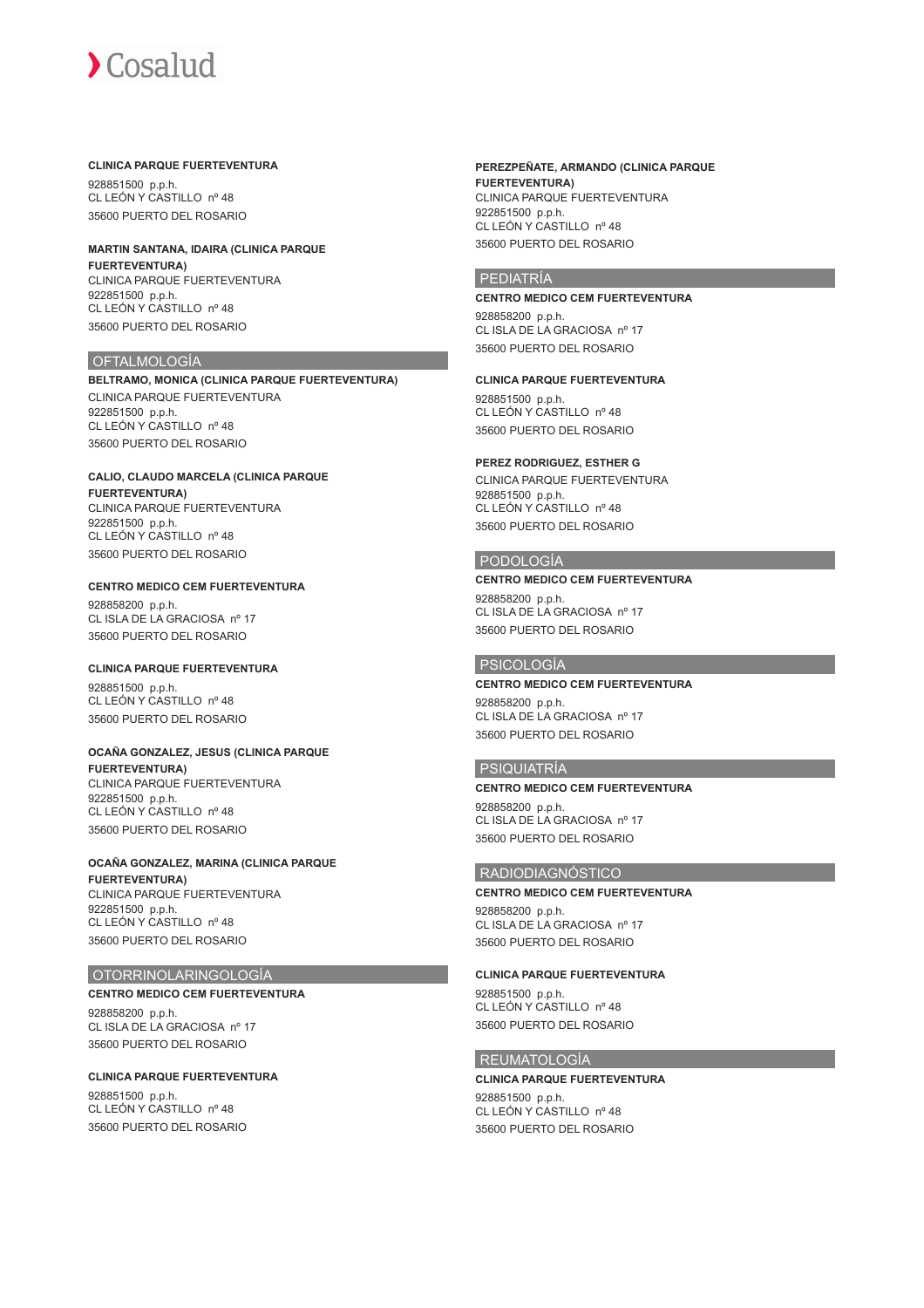**CLINICA PARQUE FUERTEVENTURA**

928851500 p.p.h.
CL LEÓN Y CASTILLO nº 48
35600 PUERTO DEL ROSARIO

**MARTIN SANTANA, IDAIRA (CLINICA PARQUE FUERTEVENTURA)**
CLINICA PARQUE FUERTEVENTURA
922851500 p.p.h.
CL LEÓN Y CASTILLO nº 48
35600 PUERTO DEL ROSARIO

## OFTALMOLOGÍA

**BELTRAMO, MONICA (CLINICA PARQUE FUERTEVENTURA)**
CLINICA PARQUE FUERTEVENTURA
922851500 p.p.h.
CL LEÓN Y CASTILLO nº 48
35600 PUERTO DEL ROSARIO

**CALIO, CLAUDO MARCELA (CLINICA PARQUE FUERTEVENTURA)**
CLINICA PARQUE FUERTEVENTURA
922851500 p.p.h.
CL LEÓN Y CASTILLO nº 48
35600 PUERTO DEL ROSARIO

**CENTRO MEDICO CEM FUERTEVENTURA**

928858200 p.p.h.
CL ISLA DE LA GRACIOSA nº 17
35600 PUERTO DEL ROSARIO

**CLINICA PARQUE FUERTEVENTURA**

928851500 p.p.h.
CL LEÓN Y CASTILLO nº 48
35600 PUERTO DEL ROSARIO

**OCAÑA GONZALEZ, JESUS (CLINICA PARQUE FUERTEVENTURA)**
CLINICA PARQUE FUERTEVENTURA
922851500 p.p.h.
CL LEÓN Y CASTILLO nº 48
35600 PUERTO DEL ROSARIO

**OCAÑA GONZALEZ, MARINA (CLINICA PARQUE FUERTEVENTURA)**
CLINICA PARQUE FUERTEVENTURA
922851500 p.p.h.
CL LEÓN Y CASTILLO nº 48
35600 PUERTO DEL ROSARIO

## OTORRINOLARINGOLOGÍA

**CENTRO MEDICO CEM FUERTEVENTURA**

928858200 p.p.h.
CL ISLA DE LA GRACIOSA nº 17
35600 PUERTO DEL ROSARIO

**CLINICA PARQUE FUERTEVENTURA**

928851500 p.p.h.
CL LEÓN Y CASTILLO nº 48
35600 PUERTO DEL ROSARIO

**PEREZPEÑATE, ARMANDO (CLINICA PARQUE FUERTEVENTURA)**
CLINICA PARQUE FUERTEVENTURA
922851500 p.p.h.
CL LEÓN Y CASTILLO nº 48
35600 PUERTO DEL ROSARIO

## PEDIATRÍA

**CENTRO MEDICO CEM FUERTEVENTURA**

928858200 p.p.h.
CL ISLA DE LA GRACIOSA nº 17
35600 PUERTO DEL ROSARIO

**CLINICA PARQUE FUERTEVENTURA**

928851500 p.p.h.
CL LEÓN Y CASTILLO nº 48
35600 PUERTO DEL ROSARIO

**PEREZ RODRIGUEZ, ESTHER G**
CLINICA PARQUE FUERTEVENTURA
928851500 p.p.h.
CL LEÓN Y CASTILLO nº 48
35600 PUERTO DEL ROSARIO

## PODOLOGÍA

**CENTRO MEDICO CEM FUERTEVENTURA**

928858200 p.p.h.
CL ISLA DE LA GRACIOSA nº 17
35600 PUERTO DEL ROSARIO

## PSICOLOGÍA

**CENTRO MEDICO CEM FUERTEVENTURA**

928858200 p.p.h.
CL ISLA DE LA GRACIOSA nº 17
35600 PUERTO DEL ROSARIO

## PSIQUIATRÍA

**CENTRO MEDICO CEM FUERTEVENTURA**

928858200 p.p.h.
CL ISLA DE LA GRACIOSA nº 17
35600 PUERTO DEL ROSARIO

## RADIODIAGNÓSTICO

**CENTRO MEDICO CEM FUERTEVENTURA**

928858200 p.p.h.
CL ISLA DE LA GRACIOSA nº 17
35600 PUERTO DEL ROSARIO

**CLINICA PARQUE FUERTEVENTURA**

928851500 p.p.h.
CL LEÓN Y CASTILLO nº 48
35600 PUERTO DEL ROSARIO

## REUMATOLOGÍA

**CLINICA PARQUE FUERTEVENTURA**

928851500 p.p.h.
CL LEÓN Y CASTILLO nº 48
35600 PUERTO DEL ROSARIO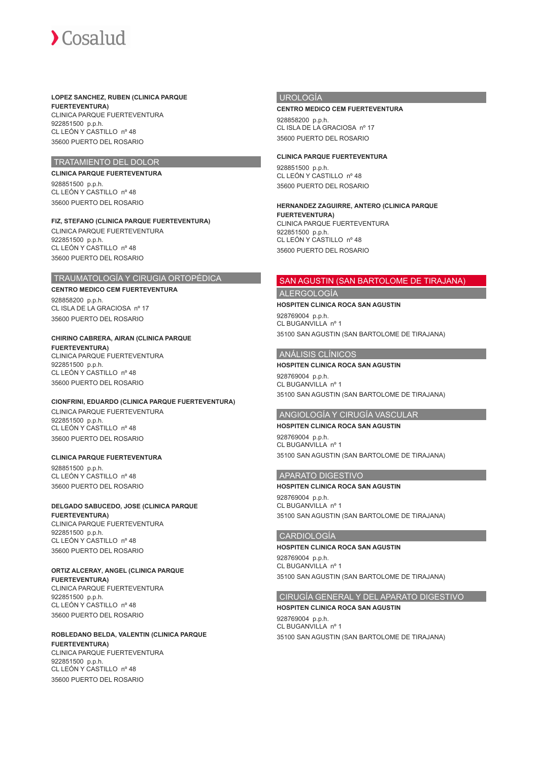**LOPEZ SANCHEZ, RUBEN (CLINICA PARQUE FUERTEVENTURA)**
CLINICA PARQUE FUERTEVENTURA
922851500 p.p.h.
CL LEÓN Y CASTILLO nº 48
35600 PUERTO DEL ROSARIO

## TRATAMIENTO DEL DOLOR

**CLINICA PARQUE FUERTEVENTURA**
928851500 p.p.h.
CL LEÓN Y CASTILLO nº 48
35600 PUERTO DEL ROSARIO

**FIZ, STEFANO (CLINICA PARQUE FUERTEVENTURA)**
CLINICA PARQUE FUERTEVENTURA
922851500 p.p.h.
CL LEÓN Y CASTILLO nº 48
35600 PUERTO DEL ROSARIO

## TRAUMATOLOGÍA Y CIRUGIA ORTOPÉDICA

**CENTRO MEDICO CEM FUERTEVENTURA**
928858200 p.p.h.
CL ISLA DE LA GRACIOSA nº 17
35600 PUERTO DEL ROSARIO

**CHIRINO CABRERA, AIRAN (CLINICA PARQUE FUERTEVENTURA)**
CLINICA PARQUE FUERTEVENTURA
922851500 p.p.h.
CL LEÓN Y CASTILLO nº 48
35600 PUERTO DEL ROSARIO

**CIONFRINI, EDUARDO (CLINICA PARQUE FUERTEVENTURA)**
CLINICA PARQUE FUERTEVENTURA
922851500 p.p.h.
CL LEÓN Y CASTILLO nº 48
35600 PUERTO DEL ROSARIO

**CLINICA PARQUE FUERTEVENTURA**
928851500 p.p.h.
CL LEÓN Y CASTILLO nº 48
35600 PUERTO DEL ROSARIO

**DELGADO SABUCEDO, JOSE (CLINICA PARQUE FUERTEVENTURA)**
CLINICA PARQUE FUERTEVENTURA
922851500 p.p.h.
CL LEÓN Y CASTILLO nº 48
35600 PUERTO DEL ROSARIO

**ORTIZ ALCERAY, ANGEL (CLINICA PARQUE FUERTEVENTURA)**
CLINICA PARQUE FUERTEVENTURA
922851500 p.p.h.
CL LEÓN Y CASTILLO nº 48
35600 PUERTO DEL ROSARIO

**ROBLEDANO BELDA, VALENTIN (CLINICA PARQUE FUERTEVENTURA)**
CLINICA PARQUE FUERTEVENTURA
922851500 p.p.h.
CL LEÓN Y CASTILLO nº 48
35600 PUERTO DEL ROSARIO

## UROLOGÍA

**CENTRO MEDICO CEM FUERTEVENTURA**
928858200 p.p.h.
CL ISLA DE LA GRACIOSA nº 17
35600 PUERTO DEL ROSARIO

**CLINICA PARQUE FUERTEVENTURA**
928851500 p.p.h.
CL LEÓN Y CASTILLO nº 48
35600 PUERTO DEL ROSARIO

**HERNANDEZ ZAGUIRRE, ANTERO (CLINICA PARQUE FUERTEVENTURA)**
CLINICA PARQUE FUERTEVENTURA
922851500 p.p.h.
CL LEÓN Y CASTILLO nº 48
35600 PUERTO DEL ROSARIO

# SAN AGUSTIN (SAN BARTOLOME DE TIRAJANA)

## ALERGOLOGÍA

**HOSPITEN CLINICA ROCA SAN AGUSTIN**
928769004 p.p.h.
CL BUGANVILLA nº 1
35100 SAN AGUSTIN (SAN BARTOLOME DE TIRAJANA)

## ANÁLISIS CLÍNICOS

**HOSPITEN CLINICA ROCA SAN AGUSTIN**
928769004 p.p.h.
CL BUGANVILLA nº 1
35100 SAN AGUSTIN (SAN BARTOLOME DE TIRAJANA)

## ANGIOLOGÍA Y CIRUGÍA VASCULAR

**HOSPITEN CLINICA ROCA SAN AGUSTIN**
928769004 p.p.h.
CL BUGANVILLA nº 1
35100 SAN AGUSTIN (SAN BARTOLOME DE TIRAJANA)

## APARATO DIGESTIVO

**HOSPITEN CLINICA ROCA SAN AGUSTIN**
928769004 p.p.h.
CL BUGANVILLA nº 1
35100 SAN AGUSTIN (SAN BARTOLOME DE TIRAJANA)

## CARDIOLOGÍA

**HOSPITEN CLINICA ROCA SAN AGUSTIN**
928769004 p.p.h.
CL BUGANVILLA nº 1
35100 SAN AGUSTIN (SAN BARTOLOME DE TIRAJANA)

## CIRUGÍA GENERAL Y DEL APARATO DIGESTIVO

**HOSPITEN CLINICA ROCA SAN AGUSTIN**
928769004 p.p.h.
CL BUGANVILLA nº 1
35100 SAN AGUSTIN (SAN BARTOLOME DE TIRAJANA)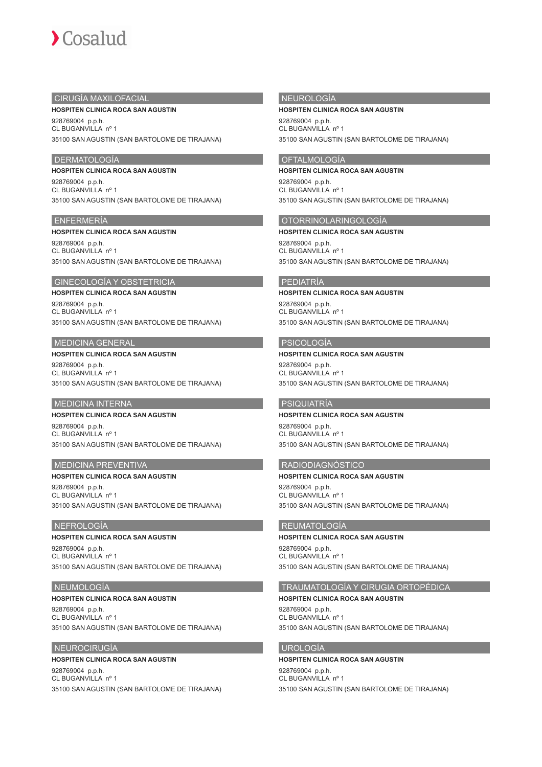## CIRUGÍA MAXILOFACIAL

**HOSPITEN CLINICA ROCA SAN AGUSTIN**

928769004 p.p.h.
CL BUGANVILLA nº 1
35100 SAN AGUSTIN (SAN BARTOLOME DE TIRAJANA)

## DERMATOLOGÍA

**HOSPITEN CLINICA ROCA SAN AGUSTIN**

928769004 p.p.h.
CL BUGANVILLA nº 1
35100 SAN AGUSTIN (SAN BARTOLOME DE TIRAJANA)

## ENFERMERÍA

**HOSPITEN CLINICA ROCA SAN AGUSTIN**

928769004 p.p.h.
CL BUGANVILLA nº 1
35100 SAN AGUSTIN (SAN BARTOLOME DE TIRAJANA)

## GINECOLOGÍA Y OBSTETRICIA

**HOSPITEN CLINICA ROCA SAN AGUSTIN**

928769004 p.p.h.
CL BUGANVILLA nº 1
35100 SAN AGUSTIN (SAN BARTOLOME DE TIRAJANA)

## MEDICINA GENERAL

**HOSPITEN CLINICA ROCA SAN AGUSTIN**

928769004 p.p.h.
CL BUGANVILLA nº 1
35100 SAN AGUSTIN (SAN BARTOLOME DE TIRAJANA)

## MEDICINA INTERNA

**HOSPITEN CLINICA ROCA SAN AGUSTIN**

928769004 p.p.h.
CL BUGANVILLA nº 1
35100 SAN AGUSTIN (SAN BARTOLOME DE TIRAJANA)

## MEDICINA PREVENTIVA

**HOSPITEN CLINICA ROCA SAN AGUSTIN**

928769004 p.p.h.
CL BUGANVILLA nº 1
35100 SAN AGUSTIN (SAN BARTOLOME DE TIRAJANA)

## NEFROLOGÍA

**HOSPITEN CLINICA ROCA SAN AGUSTIN**

928769004 p.p.h.
CL BUGANVILLA nº 1
35100 SAN AGUSTIN (SAN BARTOLOME DE TIRAJANA)

## NEUMOLOGÍA

**HOSPITEN CLINICA ROCA SAN AGUSTIN**

928769004 p.p.h.
CL BUGANVILLA nº 1
35100 SAN AGUSTIN (SAN BARTOLOME DE TIRAJANA)

## NEUROCIRUGÍA

**HOSPITEN CLINICA ROCA SAN AGUSTIN**

928769004 p.p.h.
CL BUGANVILLA nº 1
35100 SAN AGUSTIN (SAN BARTOLOME DE TIRAJANA)

## NEUROLOGÍA

**HOSPITEN CLINICA ROCA SAN AGUSTIN**

928769004 p.p.h.
CL BUGANVILLA nº 1
35100 SAN AGUSTIN (SAN BARTOLOME DE TIRAJANA)

## OFTALMOLOGÍA

**HOSPITEN CLINICA ROCA SAN AGUSTIN**

928769004 p.p.h.
CL BUGANVILLA nº 1
35100 SAN AGUSTIN (SAN BARTOLOME DE TIRAJANA)

## OTORRINOLARINGOLOGÍA

**HOSPITEN CLINICA ROCA SAN AGUSTIN**

928769004 p.p.h.
CL BUGANVILLA nº 1
35100 SAN AGUSTIN (SAN BARTOLOME DE TIRAJANA)

## PEDIATRÍA

**HOSPITEN CLINICA ROCA SAN AGUSTIN**

928769004 p.p.h.
CL BUGANVILLA nº 1
35100 SAN AGUSTIN (SAN BARTOLOME DE TIRAJANA)

## PSICOLOGÍA

**HOSPITEN CLINICA ROCA SAN AGUSTIN**

928769004 p.p.h.
CL BUGANVILLA nº 1
35100 SAN AGUSTIN (SAN BARTOLOME DE TIRAJANA)

## PSIQUIATRÍA

**HOSPITEN CLINICA ROCA SAN AGUSTIN**

928769004 p.p.h.
CL BUGANVILLA nº 1
35100 SAN AGUSTIN (SAN BARTOLOME DE TIRAJANA)

## RADIODIAGNÓSTICO

**HOSPITEN CLINICA ROCA SAN AGUSTIN**

928769004 p.p.h.
CL BUGANVILLA nº 1
35100 SAN AGUSTIN (SAN BARTOLOME DE TIRAJANA)

## REUMATOLOGÍA

**HOSPITEN CLINICA ROCA SAN AGUSTIN**

928769004 p.p.h.
CL BUGANVILLA nº 1
35100 SAN AGUSTIN (SAN BARTOLOME DE TIRAJANA)

## TRAUMATOLOGÍA Y CIRUGIA ORTOPÉDICA

**HOSPITEN CLINICA ROCA SAN AGUSTIN**

928769004 p.p.h.
CL BUGANVILLA nº 1
35100 SAN AGUSTIN (SAN BARTOLOME DE TIRAJANA)

## UROLOGÍA

**HOSPITEN CLINICA ROCA SAN AGUSTIN**

928769004 p.p.h.
CL BUGANVILLA nº 1
35100 SAN AGUSTIN (SAN BARTOLOME DE TIRAJANA)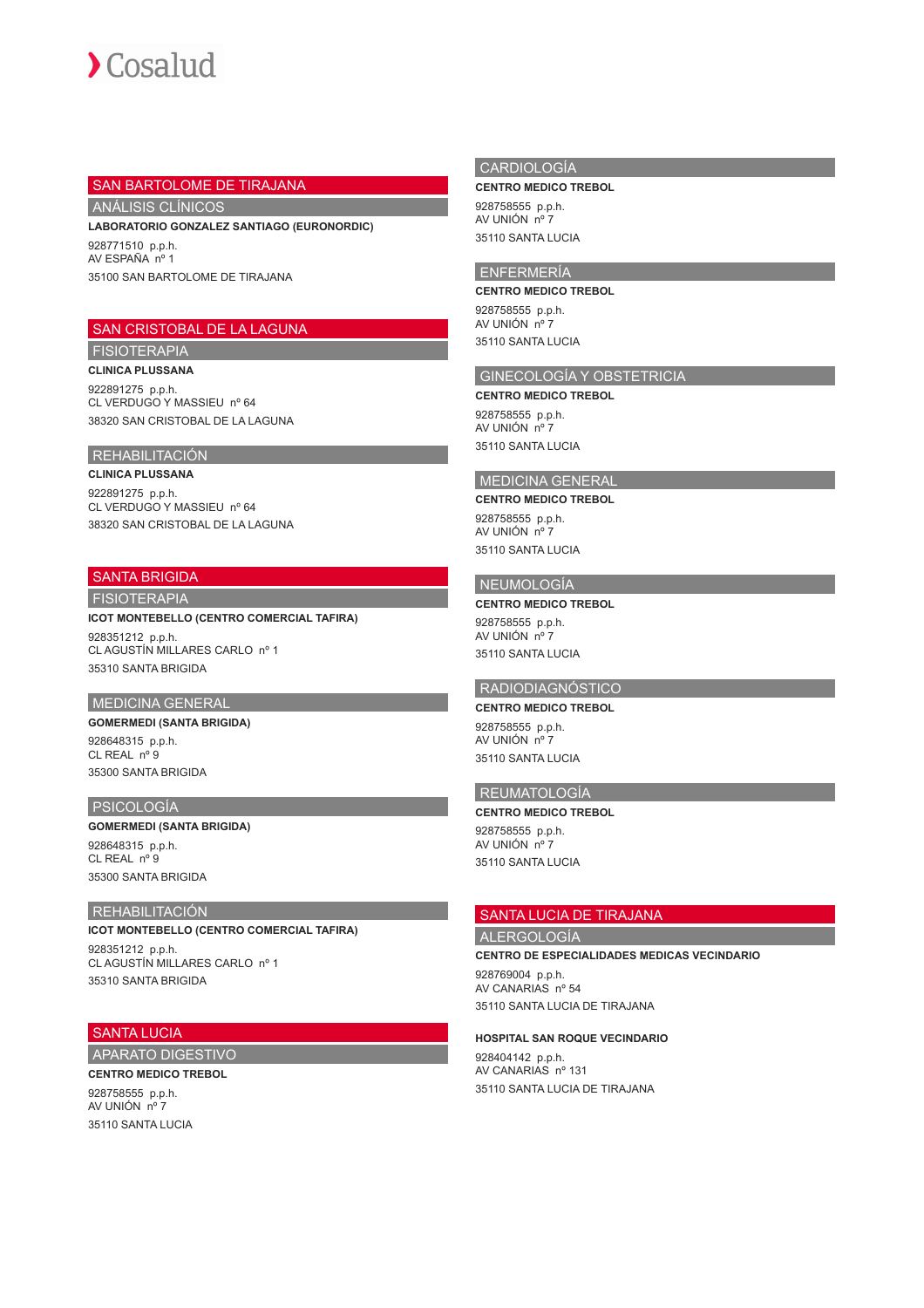## SAN BARTOLOME DE TIRAJANA

### ANÁLISIS CLÍNICOS

**LABORATORIO GONZALEZ SANTIAGO (EURONORDIC)**

928771510 p.p.h.
AV ESPAÑA nº 1

35100 SAN BARTOLOME DE TIRAJANA

## SAN CRISTOBAL DE LA LAGUNA

### FISIOTERAPIA

**CLINICA PLUSSANA**

922891275 p.p.h.
CL VERDUGO Y MASSIEU nº 64

38320 SAN CRISTOBAL DE LA LAGUNA

### REHABILITACIÓN

**CLINICA PLUSSANA**

922891275 p.p.h.
CL VERDUGO Y MASSIEU nº 64

38320 SAN CRISTOBAL DE LA LAGUNA

## SANTA BRIGIDA

### FISIOTERAPIA

**ICOT MONTEBELLO (CENTRO COMERCIAL TAFIRA)**

928351212 p.p.h.
CL AGUSTÍN MILLARES CARLO nº 1

35310 SANTA BRIGIDA

### MEDICINA GENERAL

**GOMERMEDI (SANTA BRIGIDA)**

928648315 p.p.h.
CL REAL nº 9

35300 SANTA BRIGIDA

### PSICOLOGÍA

**GOMERMEDI (SANTA BRIGIDA)**

928648315 p.p.h.
CL REAL nº 9

35300 SANTA BRIGIDA

### REHABILITACIÓN

**ICOT MONTEBELLO (CENTRO COMERCIAL TAFIRA)**

928351212 p.p.h.
CL AGUSTÍN MILLARES CARLO nº 1

35310 SANTA BRIGIDA

## SANTA LUCIA

### APARATO DIGESTIVO

**CENTRO MEDICO TREBOL**

928758555 p.p.h.
AV UNIÓN nº 7

35110 SANTA LUCIA

### CARDIOLOGÍA

**CENTRO MEDICO TREBOL**

928758555 p.p.h.
AV UNIÓN nº 7

35110 SANTA LUCIA

### ENFERMERÍA

**CENTRO MEDICO TREBOL**

928758555 p.p.h.
AV UNIÓN nº 7

35110 SANTA LUCIA

### GINECOLOGÍA Y OBSTETRICIA

**CENTRO MEDICO TREBOL**

928758555 p.p.h.
AV UNIÓN nº 7

35110 SANTA LUCIA

### MEDICINA GENERAL

**CENTRO MEDICO TREBOL**

928758555 p.p.h.
AV UNIÓN nº 7

35110 SANTA LUCIA

### NEUMOLOGÍA

**CENTRO MEDICO TREBOL**

928758555 p.p.h.
AV UNIÓN nº 7

35110 SANTA LUCIA

### RADIODIAGNÓSTICO

**CENTRO MEDICO TREBOL**

928758555 p.p.h.
AV UNIÓN nº 7

35110 SANTA LUCIA

### REUMATOLOGÍA

**CENTRO MEDICO TREBOL**

928758555 p.p.h.
AV UNIÓN nº 7

35110 SANTA LUCIA

## SANTA LUCIA DE TIRAJANA

### ALERGOLOGÍA

**CENTRO DE ESPECIALIDADES MEDICAS VECINDARIO**

928769004 p.p.h.
AV CANARIAS nº 54

35110 SANTA LUCIA DE TIRAJANA

**HOSPITAL SAN ROQUE VECINDARIO**

928404142 p.p.h.
AV CANARIAS nº 131

35110 SANTA LUCIA DE TIRAJANA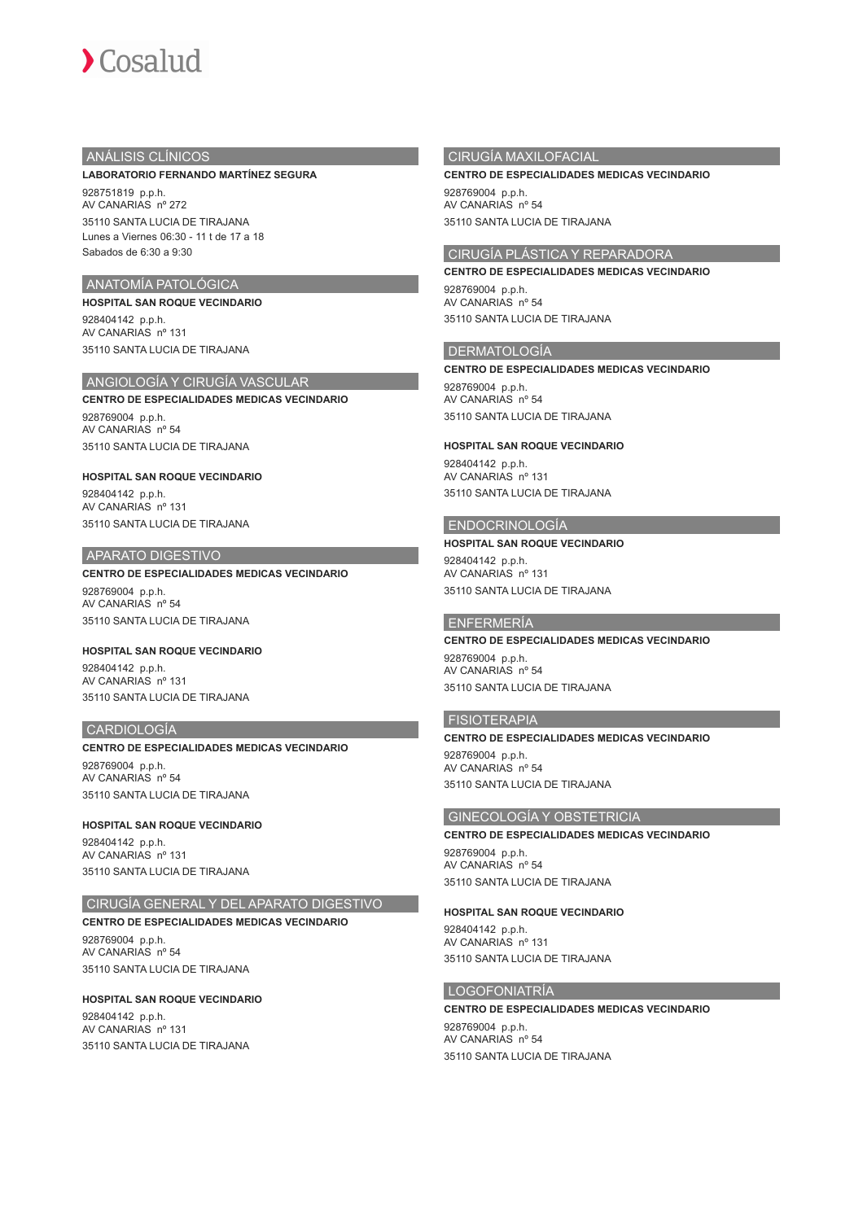## ANÁLISIS CLÍNICOS

**LABORATORIO FERNANDO MARTÍNEZ SEGURA**

928751819 p.p.h.
AV CANARIAS nº 272
35110 SANTA LUCIA DE TIRAJANA
Lunes a Viernes 06:30 - 11 t de 17 a 18
Sabados de 6:30 a 9:30

## ANATOMÍA PATOLÓGICA

**HOSPITAL SAN ROQUE VECINDARIO**

928404142 p.p.h.
AV CANARIAS nº 131
35110 SANTA LUCIA DE TIRAJANA

## ANGIOLOGÍA Y CIRUGÍA VASCULAR

**CENTRO DE ESPECIALIDADES MEDICAS VECINDARIO**

928769004 p.p.h.
AV CANARIAS nº 54
35110 SANTA LUCIA DE TIRAJANA

**HOSPITAL SAN ROQUE VECINDARIO**

928404142 p.p.h.
AV CANARIAS nº 131
35110 SANTA LUCIA DE TIRAJANA

## APARATO DIGESTIVO

**CENTRO DE ESPECIALIDADES MEDICAS VECINDARIO**

928769004 p.p.h.
AV CANARIAS nº 54
35110 SANTA LUCIA DE TIRAJANA

**HOSPITAL SAN ROQUE VECINDARIO**

928404142 p.p.h.
AV CANARIAS nº 131
35110 SANTA LUCIA DE TIRAJANA

## CARDIOLOGÍA

**CENTRO DE ESPECIALIDADES MEDICAS VECINDARIO**

928769004 p.p.h.
AV CANARIAS nº 54
35110 SANTA LUCIA DE TIRAJANA

**HOSPITAL SAN ROQUE VECINDARIO**

928404142 p.p.h.
AV CANARIAS nº 131
35110 SANTA LUCIA DE TIRAJANA

## CIRUGÍA GENERAL Y DEL APARATO DIGESTIVO

**CENTRO DE ESPECIALIDADES MEDICAS VECINDARIO**

928769004 p.p.h.
AV CANARIAS nº 54
35110 SANTA LUCIA DE TIRAJANA

**HOSPITAL SAN ROQUE VECINDARIO**

928404142 p.p.h.
AV CANARIAS nº 131
35110 SANTA LUCIA DE TIRAJANA

## CIRUGÍA MAXILOFACIAL

**CENTRO DE ESPECIALIDADES MEDICAS VECINDARIO**

928769004 p.p.h.
AV CANARIAS nº 54
35110 SANTA LUCIA DE TIRAJANA

## CIRUGÍA PLÁSTICA Y REPARADORA

**CENTRO DE ESPECIALIDADES MEDICAS VECINDARIO**

928769004 p.p.h.
AV CANARIAS nº 54
35110 SANTA LUCIA DE TIRAJANA

## DERMATOLOGÍA

**CENTRO DE ESPECIALIDADES MEDICAS VECINDARIO**

928769004 p.p.h.
AV CANARIAS nº 54
35110 SANTA LUCIA DE TIRAJANA

**HOSPITAL SAN ROQUE VECINDARIO**

928404142 p.p.h.
AV CANARIAS nº 131
35110 SANTA LUCIA DE TIRAJANA

## ENDOCRINOLOGÍA

**HOSPITAL SAN ROQUE VECINDARIO**

928404142 p.p.h.
AV CANARIAS nº 131
35110 SANTA LUCIA DE TIRAJANA

## ENFERMERÍA

**CENTRO DE ESPECIALIDADES MEDICAS VECINDARIO**

928769004 p.p.h.
AV CANARIAS nº 54
35110 SANTA LUCIA DE TIRAJANA

## FISIOTERAPIA

**CENTRO DE ESPECIALIDADES MEDICAS VECINDARIO**

928769004 p.p.h.
AV CANARIAS nº 54
35110 SANTA LUCIA DE TIRAJANA

## GINECOLOGÍA Y OBSTETRICIA

**CENTRO DE ESPECIALIDADES MEDICAS VECINDARIO**

928769004 p.p.h.
AV CANARIAS nº 54
35110 SANTA LUCIA DE TIRAJANA

**HOSPITAL SAN ROQUE VECINDARIO**

928404142 p.p.h.
AV CANARIAS nº 131
35110 SANTA LUCIA DE TIRAJANA

## LOGOFONIATRÍA

**CENTRO DE ESPECIALIDADES MEDICAS VECINDARIO**

928769004 p.p.h.
AV CANARIAS nº 54
35110 SANTA LUCIA DE TIRAJANA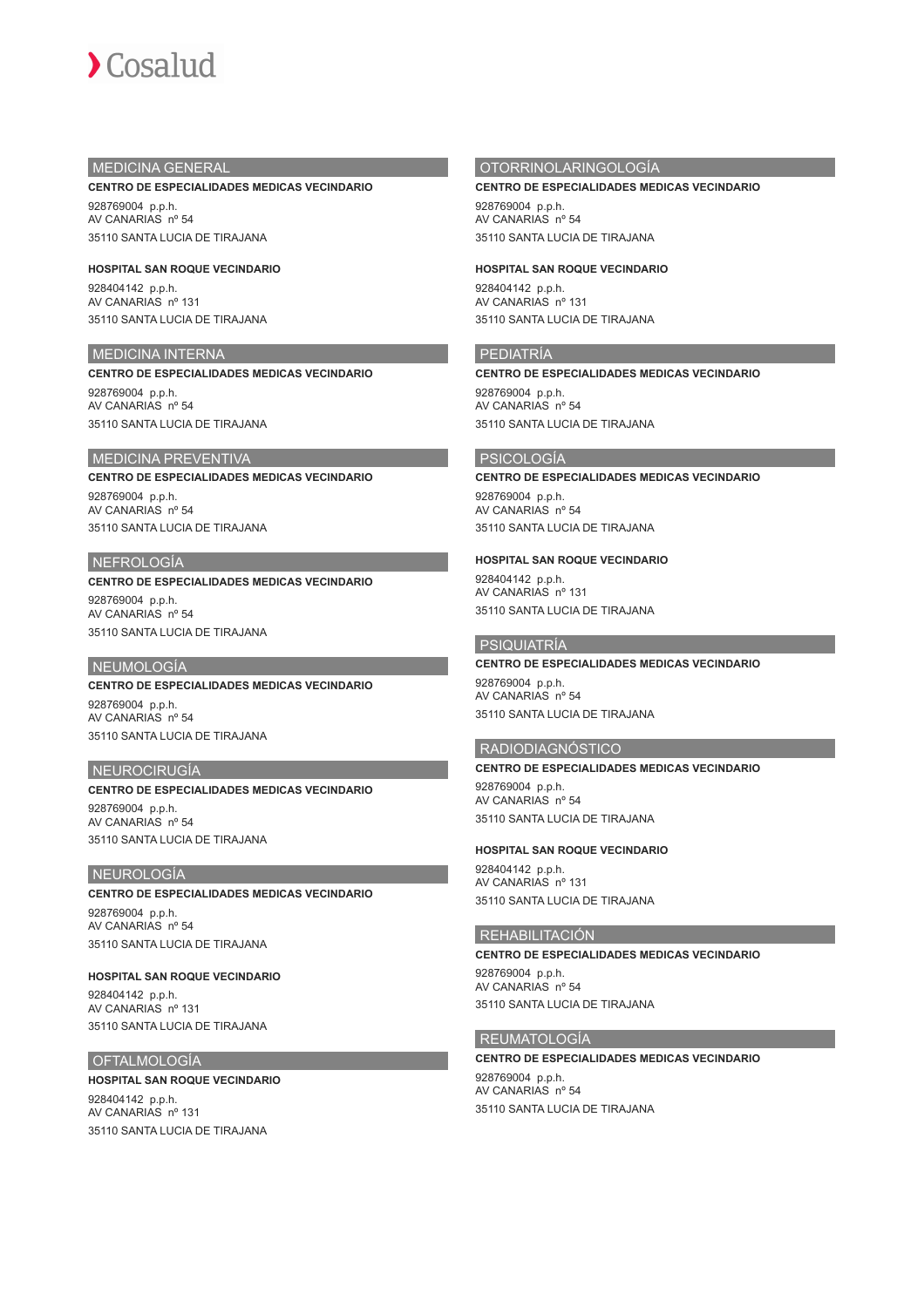## MEDICINA GENERAL

**CENTRO DE ESPECIALIDADES MEDICAS VECINDARIO**

928769004 p.p.h.
AV CANARIAS nº 54
35110 SANTA LUCIA DE TIRAJANA

**HOSPITAL SAN ROQUE VECINDARIO**

928404142 p.p.h.
AV CANARIAS nº 131
35110 SANTA LUCIA DE TIRAJANA

## MEDICINA INTERNA

**CENTRO DE ESPECIALIDADES MEDICAS VECINDARIO**

928769004 p.p.h.
AV CANARIAS nº 54
35110 SANTA LUCIA DE TIRAJANA

## MEDICINA PREVENTIVA

**CENTRO DE ESPECIALIDADES MEDICAS VECINDARIO**

928769004 p.p.h.
AV CANARIAS nº 54
35110 SANTA LUCIA DE TIRAJANA

## NEFROLOGÍA

**CENTRO DE ESPECIALIDADES MEDICAS VECINDARIO**

928769004 p.p.h.
AV CANARIAS nº 54
35110 SANTA LUCIA DE TIRAJANA

## NEUMOLOGÍA

**CENTRO DE ESPECIALIDADES MEDICAS VECINDARIO**

928769004 p.p.h.
AV CANARIAS nº 54
35110 SANTA LUCIA DE TIRAJANA

## NEUROCIRUGÍA

**CENTRO DE ESPECIALIDADES MEDICAS VECINDARIO**

928769004 p.p.h.
AV CANARIAS nº 54
35110 SANTA LUCIA DE TIRAJANA

## NEUROLOGÍA

**CENTRO DE ESPECIALIDADES MEDICAS VECINDARIO**

928769004 p.p.h.
AV CANARIAS nº 54
35110 SANTA LUCIA DE TIRAJANA

**HOSPITAL SAN ROQUE VECINDARIO**

928404142 p.p.h.
AV CANARIAS nº 131
35110 SANTA LUCIA DE TIRAJANA

## OFTALMOLOGÍA

**HOSPITAL SAN ROQUE VECINDARIO**

928404142 p.p.h.
AV CANARIAS nº 131
35110 SANTA LUCIA DE TIRAJANA

## OTORRINOLARINGOLOGÍA

**CENTRO DE ESPECIALIDADES MEDICAS VECINDARIO**

928769004 p.p.h.
AV CANARIAS nº 54
35110 SANTA LUCIA DE TIRAJANA

**HOSPITAL SAN ROQUE VECINDARIO**

928404142 p.p.h.
AV CANARIAS nº 131
35110 SANTA LUCIA DE TIRAJANA

## PEDIATRÍA

**CENTRO DE ESPECIALIDADES MEDICAS VECINDARIO**

928769004 p.p.h.
AV CANARIAS nº 54
35110 SANTA LUCIA DE TIRAJANA

## PSICOLOGÍA

**CENTRO DE ESPECIALIDADES MEDICAS VECINDARIO**

928769004 p.p.h.
AV CANARIAS nº 54
35110 SANTA LUCIA DE TIRAJANA

**HOSPITAL SAN ROQUE VECINDARIO**

928404142 p.p.h.
AV CANARIAS nº 131
35110 SANTA LUCIA DE TIRAJANA

## PSIQUIATRÍA

**CENTRO DE ESPECIALIDADES MEDICAS VECINDARIO**

928769004 p.p.h.
AV CANARIAS nº 54
35110 SANTA LUCIA DE TIRAJANA

## RADIODIAGNÓSTICO

**CENTRO DE ESPECIALIDADES MEDICAS VECINDARIO**

928769004 p.p.h.
AV CANARIAS nº 54
35110 SANTA LUCIA DE TIRAJANA

**HOSPITAL SAN ROQUE VECINDARIO**

928404142 p.p.h.
AV CANARIAS nº 131
35110 SANTA LUCIA DE TIRAJANA

## REHABILITACIÓN

**CENTRO DE ESPECIALIDADES MEDICAS VECINDARIO**

928769004 p.p.h.
AV CANARIAS nº 54
35110 SANTA LUCIA DE TIRAJANA

## REUMATOLOGÍA

**CENTRO DE ESPECIALIDADES MEDICAS VECINDARIO**

928769004 p.p.h.
AV CANARIAS nº 54
35110 SANTA LUCIA DE TIRAJANA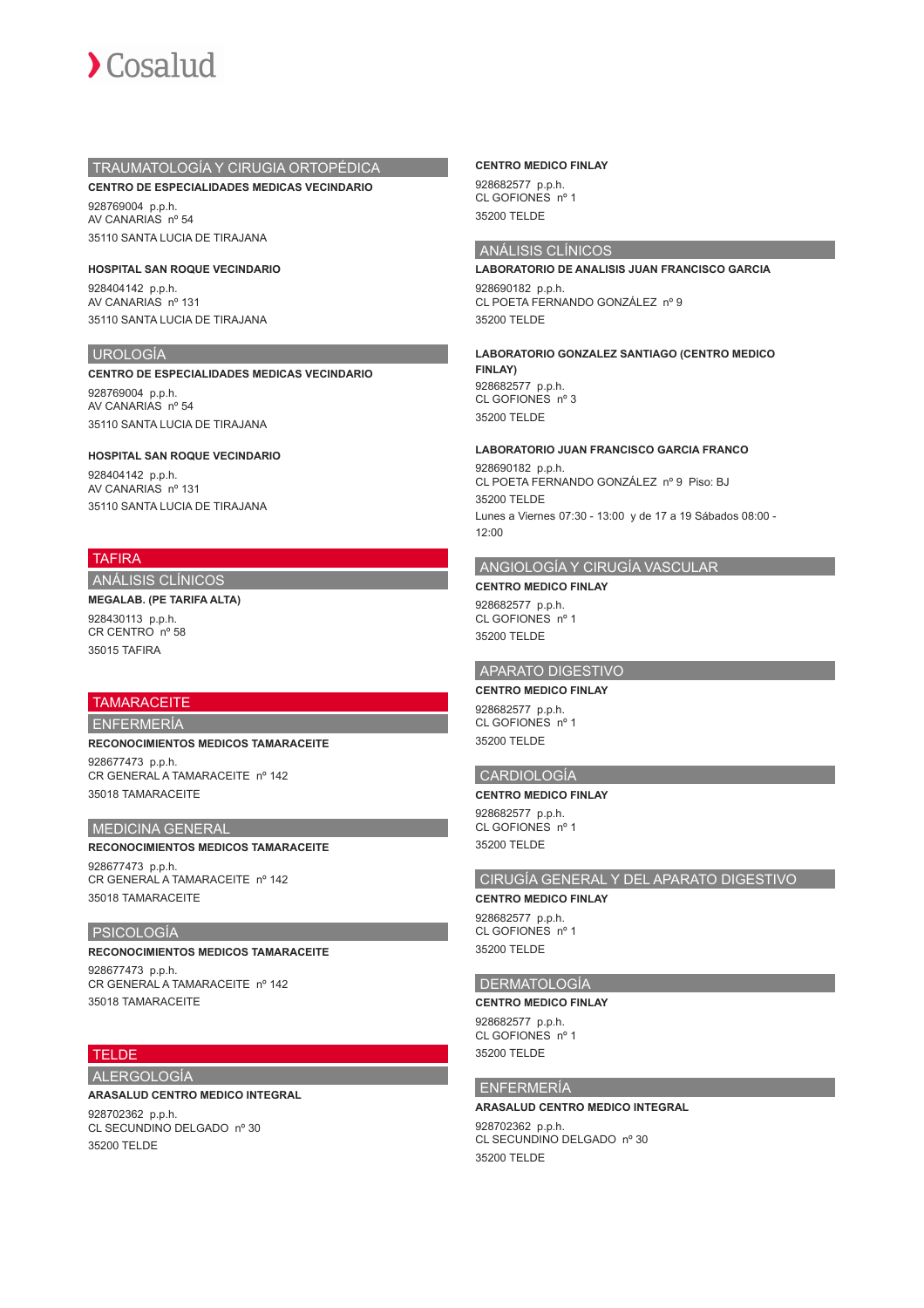## TRAUMATOLOGÍA Y CIRUGIA ORTOPÉDICA

**CENTRO DE ESPECIALIDADES MEDICAS VECINDARIO**

928769004 p.p.h.
AV CANARIAS nº 54

35110 SANTA LUCIA DE TIRAJANA

**HOSPITAL SAN ROQUE VECINDARIO**

928404142 p.p.h.
AV CANARIAS nº 131

35110 SANTA LUCIA DE TIRAJANA

## UROLOGÍA

**CENTRO DE ESPECIALIDADES MEDICAS VECINDARIO**

928769004 p.p.h.
AV CANARIAS nº 54

35110 SANTA LUCIA DE TIRAJANA

**HOSPITAL SAN ROQUE VECINDARIO**

928404142 p.p.h.
AV CANARIAS nº 131

35110 SANTA LUCIA DE TIRAJANA

# TAFIRA

## ANÁLISIS CLÍNICOS

**MEGALAB. (PE TARIFA ALTA)**

928430113 p.p.h.
CR CENTRO nº 58

35015 TAFIRA

# TAMARACEITE

## ENFERMERÍA

**RECONOCIMIENTOS MEDICOS TAMARACEITE**

928677473 p.p.h.
CR GENERAL A TAMARACEITE nº 142

35018 TAMARACEITE

## MEDICINA GENERAL

**RECONOCIMIENTOS MEDICOS TAMARACEITE**

928677473 p.p.h.
CR GENERAL A TAMARACEITE nº 142

35018 TAMARACEITE

## PSICOLOGÍA

**RECONOCIMIENTOS MEDICOS TAMARACEITE**

928677473 p.p.h.
CR GENERAL A TAMARACEITE nº 142

35018 TAMARACEITE

# TELDE

## ALERGOLOGÍA

**ARASALUD CENTRO MEDICO INTEGRAL**

928702362 p.p.h.
CL SECUNDINO DELGADO nº 30

35200 TELDE

**CENTRO MEDICO FINLAY**

928682577 p.p.h.
CL GOFIONES nº 1

35200 TELDE

## ANÁLISIS CLÍNICOS

**LABORATORIO DE ANALISIS JUAN FRANCISCO GARCIA**

928690182 p.p.h.
CL POETA FERNANDO GONZÁLEZ nº 9

35200 TELDE

**LABORATORIO GONZALEZ SANTIAGO (CENTRO MEDICO FINLAY)**

928682577 p.p.h.
CL GOFIONES nº 3

35200 TELDE

**LABORATORIO JUAN FRANCISCO GARCIA FRANCO**

928690182 p.p.h.
CL POETA FERNANDO GONZÁLEZ nº 9 Piso: BJ

35200 TELDE

Lunes a Viernes 07:30 - 13:00 y de 17 a 19 Sábados 08:00 - 12:00

## ANGIOLOGÍA Y CIRUGÍA VASCULAR

**CENTRO MEDICO FINLAY**

928682577 p.p.h.
CL GOFIONES nº 1

35200 TELDE

## APARATO DIGESTIVO

**CENTRO MEDICO FINLAY**

928682577 p.p.h.
CL GOFIONES nº 1

35200 TELDE

## CARDIOLOGÍA

**CENTRO MEDICO FINLAY**

928682577 p.p.h.
CL GOFIONES nº 1

35200 TELDE

## CIRUGÍA GENERAL Y DEL APARATO DIGESTIVO

**CENTRO MEDICO FINLAY**

928682577 p.p.h.
CL GOFIONES nº 1

35200 TELDE

## DERMATOLOGÍA

**CENTRO MEDICO FINLAY**

928682577 p.p.h.
CL GOFIONES nº 1

35200 TELDE

## ENFERMERÍA

**ARASALUD CENTRO MEDICO INTEGRAL**

928702362 p.p.h.
CL SECUNDINO DELGADO nº 30

35200 TELDE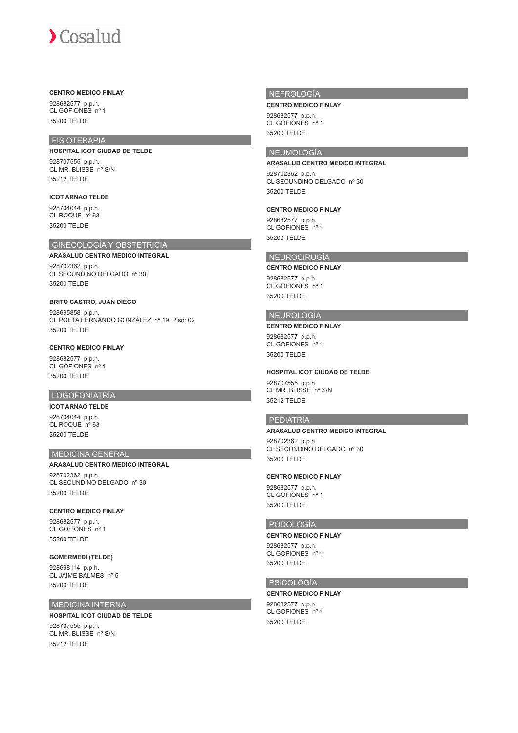**CENTRO MEDICO FINLAY**

928682577 p.p.h.
CL GOFIONES nº 1
35200 TELDE

## FISIOTERAPIA

**HOSPITAL ICOT CIUDAD DE TELDE**

928707555 p.p.h.
CL MR. BLISSE nº S/N
35212 TELDE

**ICOT ARNAO TELDE**

928704044 p.p.h.
CL ROQUE nº 63
35200 TELDE

## GINECOLOGÍA Y OBSTETRICIA

**ARASALUD CENTRO MEDICO INTEGRAL**

928702362 p.p.h.
CL SECUNDINO DELGADO nº 30
35200 TELDE

**BRITO CASTRO, JUAN DIEGO**

928695858 p.p.h.
CL POETA FERNANDO GONZÁLEZ nº 19 Piso: 02
35200 TELDE

**CENTRO MEDICO FINLAY**

928682577 p.p.h.
CL GOFIONES nº 1
35200 TELDE

## LOGOFONIATRÍA

**ICOT ARNAO TELDE**

928704044 p.p.h.
CL ROQUE nº 63
35200 TELDE

## MEDICINA GENERAL

**ARASALUD CENTRO MEDICO INTEGRAL**

928702362 p.p.h.
CL SECUNDINO DELGADO nº 30
35200 TELDE

**CENTRO MEDICO FINLAY**

928682577 p.p.h.
CL GOFIONES nº 1
35200 TELDE

**GOMERMEDI (TELDE)**

928698114 p.p.h.
CL JAIME BALMES nº 5
35200 TELDE

## MEDICINA INTERNA

**HOSPITAL ICOT CIUDAD DE TELDE**

928707555 p.p.h.
CL MR. BLISSE nº S/N
35212 TELDE

## NEFROLOGÍA

**CENTRO MEDICO FINLAY**

928682577 p.p.h.
CL GOFIONES nº 1
35200 TELDE

## NEUMOLOGÍA

**ARASALUD CENTRO MEDICO INTEGRAL**

928702362 p.p.h.
CL SECUNDINO DELGADO nº 30
35200 TELDE

**CENTRO MEDICO FINLAY**

928682577 p.p.h.
CL GOFIONES nº 1
35200 TELDE

## NEUROCIRUGÍA

**CENTRO MEDICO FINLAY**

928682577 p.p.h.
CL GOFIONES nº 1
35200 TELDE

## NEUROLOGÍA

**CENTRO MEDICO FINLAY**

928682577 p.p.h.
CL GOFIONES nº 1
35200 TELDE

**HOSPITAL ICOT CIUDAD DE TELDE**

928707555 p.p.h.
CL MR. BLISSE nº S/N
35212 TELDE

## PEDIATRÍA

**ARASALUD CENTRO MEDICO INTEGRAL**

928702362 p.p.h.
CL SECUNDINO DELGADO nº 30
35200 TELDE

**CENTRO MEDICO FINLAY**

928682577 p.p.h.
CL GOFIONES nº 1
35200 TELDE

## PODOLOGÍA

**CENTRO MEDICO FINLAY**

928682577 p.p.h.
CL GOFIONES nº 1
35200 TELDE

## PSICOLOGÍA

**CENTRO MEDICO FINLAY**

928682577 p.p.h.
CL GOFIONES nº 1
35200 TELDE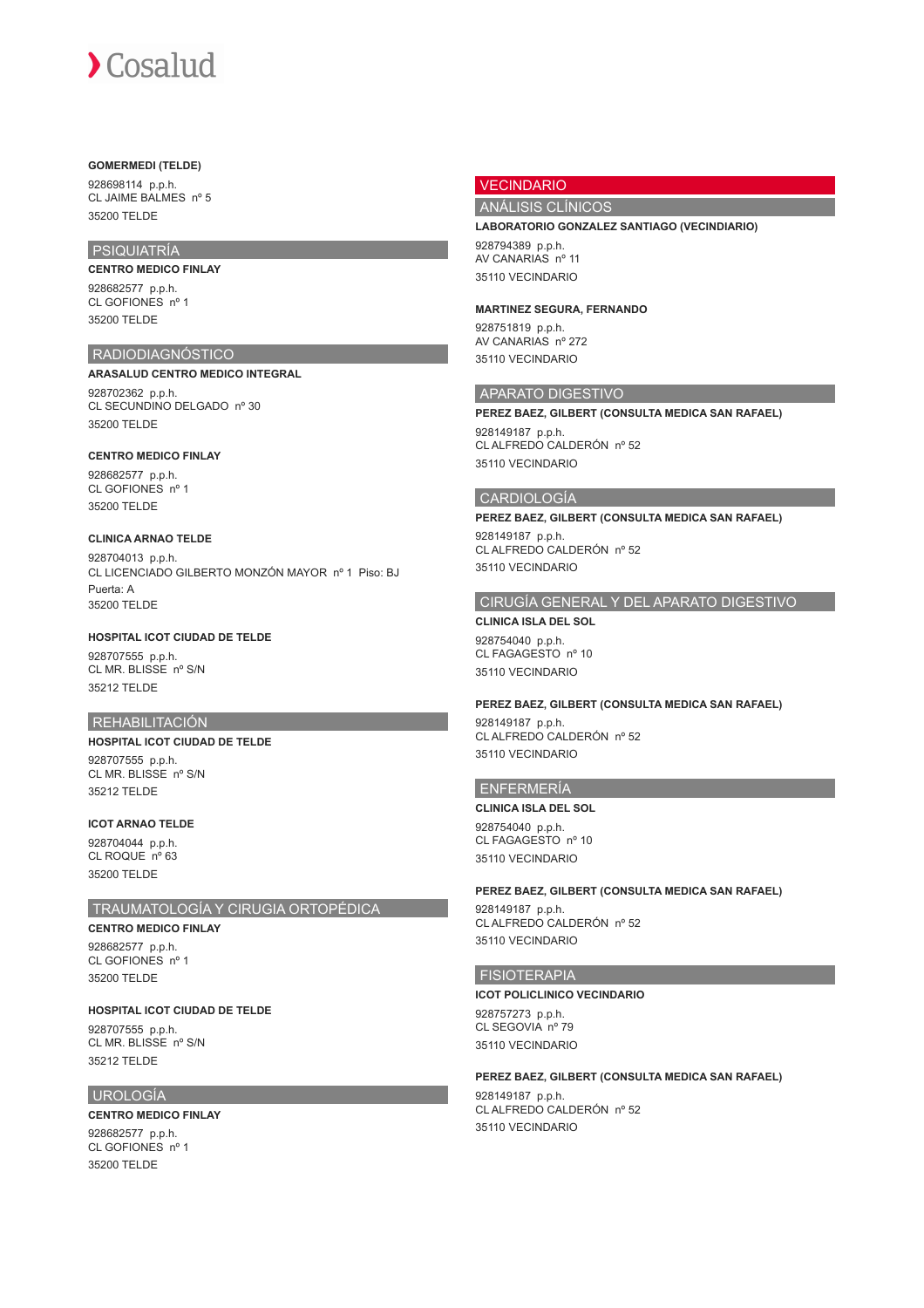**GOMERMEDI (TELDE)**

928698114 p.p.h.
CL JAIME BALMES nº 5
35200 TELDE

## PSIQUIATRÍA

**CENTRO MEDICO FINLAY**

928682577 p.p.h.
CL GOFIONES nº 1
35200 TELDE

## RADIODIAGNÓSTICO

**ARASALUD CENTRO MEDICO INTEGRAL**

928702362 p.p.h.
CL SECUNDINO DELGADO nº 30
35200 TELDE

**CENTRO MEDICO FINLAY**

928682577 p.p.h.
CL GOFIONES nº 1
35200 TELDE

**CLINICA ARNAO TELDE**

928704013 p.p.h.
CL LICENCIADO GILBERTO MONZÓN MAYOR nº 1 Piso: BJ
Puerta: A
35200 TELDE

**HOSPITAL ICOT CIUDAD DE TELDE**

928707555 p.p.h.
CL MR. BLISSE nº S/N
35212 TELDE

## REHABILITACIÓN

**HOSPITAL ICOT CIUDAD DE TELDE**

928707555 p.p.h.
CL MR. BLISSE nº S/N
35212 TELDE

**ICOT ARNAO TELDE**

928704044 p.p.h.
CL ROQUE nº 63
35200 TELDE

## TRAUMATOLOGÍA Y CIRUGIA ORTOPÉDICA

**CENTRO MEDICO FINLAY**

928682577 p.p.h.
CL GOFIONES nº 1
35200 TELDE

**HOSPITAL ICOT CIUDAD DE TELDE**

928707555 p.p.h.
CL MR. BLISSE nº S/N
35212 TELDE

## UROLOGÍA

**CENTRO MEDICO FINLAY**

928682577 p.p.h.
CL GOFIONES nº 1
35200 TELDE

# VECINDARIO

## ANÁLISIS CLÍNICOS

**LABORATORIO GONZALEZ SANTIAGO (VECINDIARIO)**

928794389 p.p.h.
AV CANARIAS nº 11
35110 VECINDARIO

**MARTINEZ SEGURA, FERNANDO**

928751819 p.p.h.
AV CANARIAS nº 272
35110 VECINDARIO

## APARATO DIGESTIVO

**PEREZ BAEZ, GILBERT (CONSULTA MEDICA SAN RAFAEL)**

928149187 p.p.h.
CL ALFREDO CALDERÓN nº 52
35110 VECINDARIO

## CARDIOLOGÍA

**PEREZ BAEZ, GILBERT (CONSULTA MEDICA SAN RAFAEL)**

928149187 p.p.h.
CL ALFREDO CALDERÓN nº 52
35110 VECINDARIO

## CIRUGÍA GENERAL Y DEL APARATO DIGESTIVO

**CLINICA ISLA DEL SOL**

928754040 p.p.h.
CL FAGAGESTO nº 10
35110 VECINDARIO

**PEREZ BAEZ, GILBERT (CONSULTA MEDICA SAN RAFAEL)**

928149187 p.p.h.
CL ALFREDO CALDERÓN nº 52
35110 VECINDARIO

## ENFERMERÍA

**CLINICA ISLA DEL SOL**

928754040 p.p.h.
CL FAGAGESTO nº 10
35110 VECINDARIO

**PEREZ BAEZ, GILBERT (CONSULTA MEDICA SAN RAFAEL)**

928149187 p.p.h.
CL ALFREDO CALDERÓN nº 52
35110 VECINDARIO

## FISIOTERAPIA

**ICOT POLICLINICO VECINDARIO**

928757273 p.p.h.
CL SEGOVIA nº 79
35110 VECINDARIO

**PEREZ BAEZ, GILBERT (CONSULTA MEDICA SAN RAFAEL)**

928149187 p.p.h.
CL ALFREDO CALDERÓN nº 52
35110 VECINDARIO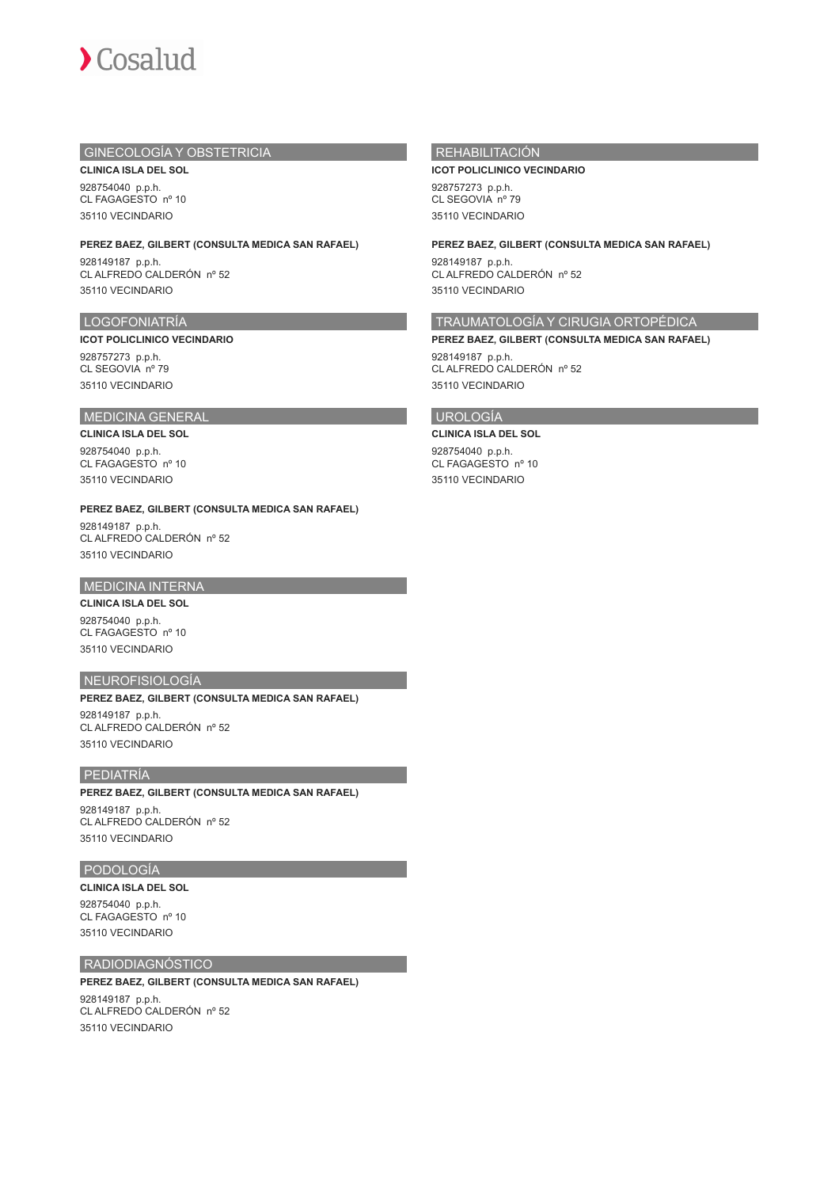## GINECOLOGÍA Y OBSTETRICIA

**CLINICA ISLA DEL SOL**

928754040 p.p.h.
CL FAGAGESTO nº 10
35110 VECINDARIO

**PEREZ BAEZ, GILBERT (CONSULTA MEDICA SAN RAFAEL)**

928149187 p.p.h.
CL ALFREDO CALDERÓN nº 52
35110 VECINDARIO

## LOGOFONIATRÍA

**ICOT POLICLINICO VECINDARIO**

928757273 p.p.h.
CL SEGOVIA nº 79
35110 VECINDARIO

## MEDICINA GENERAL

**CLINICA ISLA DEL SOL**

928754040 p.p.h.
CL FAGAGESTO nº 10
35110 VECINDARIO

**PEREZ BAEZ, GILBERT (CONSULTA MEDICA SAN RAFAEL)**

928149187 p.p.h.
CL ALFREDO CALDERÓN nº 52
35110 VECINDARIO

## MEDICINA INTERNA

**CLINICA ISLA DEL SOL**

928754040 p.p.h.
CL FAGAGESTO nº 10
35110 VECINDARIO

## NEUROFISIOLOGÍA

**PEREZ BAEZ, GILBERT (CONSULTA MEDICA SAN RAFAEL)**

928149187 p.p.h.
CL ALFREDO CALDERÓN nº 52
35110 VECINDARIO

## PEDIATRÍA

**PEREZ BAEZ, GILBERT (CONSULTA MEDICA SAN RAFAEL)**

928149187 p.p.h.
CL ALFREDO CALDERÓN nº 52
35110 VECINDARIO

## PODOLOGÍA

**CLINICA ISLA DEL SOL**

928754040 p.p.h.
CL FAGAGESTO nº 10
35110 VECINDARIO

## RADIODIAGNÓSTICO

**PEREZ BAEZ, GILBERT (CONSULTA MEDICA SAN RAFAEL)**

928149187 p.p.h.
CL ALFREDO CALDERÓN nº 52
35110 VECINDARIO

## REHABILITACIÓN

**ICOT POLICLINICO VECINDARIO**

928757273 p.p.h.
CL SEGOVIA nº 79
35110 VECINDARIO

**PEREZ BAEZ, GILBERT (CONSULTA MEDICA SAN RAFAEL)**

928149187 p.p.h.
CL ALFREDO CALDERÓN nº 52
35110 VECINDARIO

## TRAUMATOLOGÍA Y CIRUGIA ORTOPÉDICA

**PEREZ BAEZ, GILBERT (CONSULTA MEDICA SAN RAFAEL)**

928149187 p.p.h.
CL ALFREDO CALDERÓN nº 52
35110 VECINDARIO

## UROLOGÍA

**CLINICA ISLA DEL SOL**

928754040 p.p.h.
CL FAGAGESTO nº 10
35110 VECINDARIO